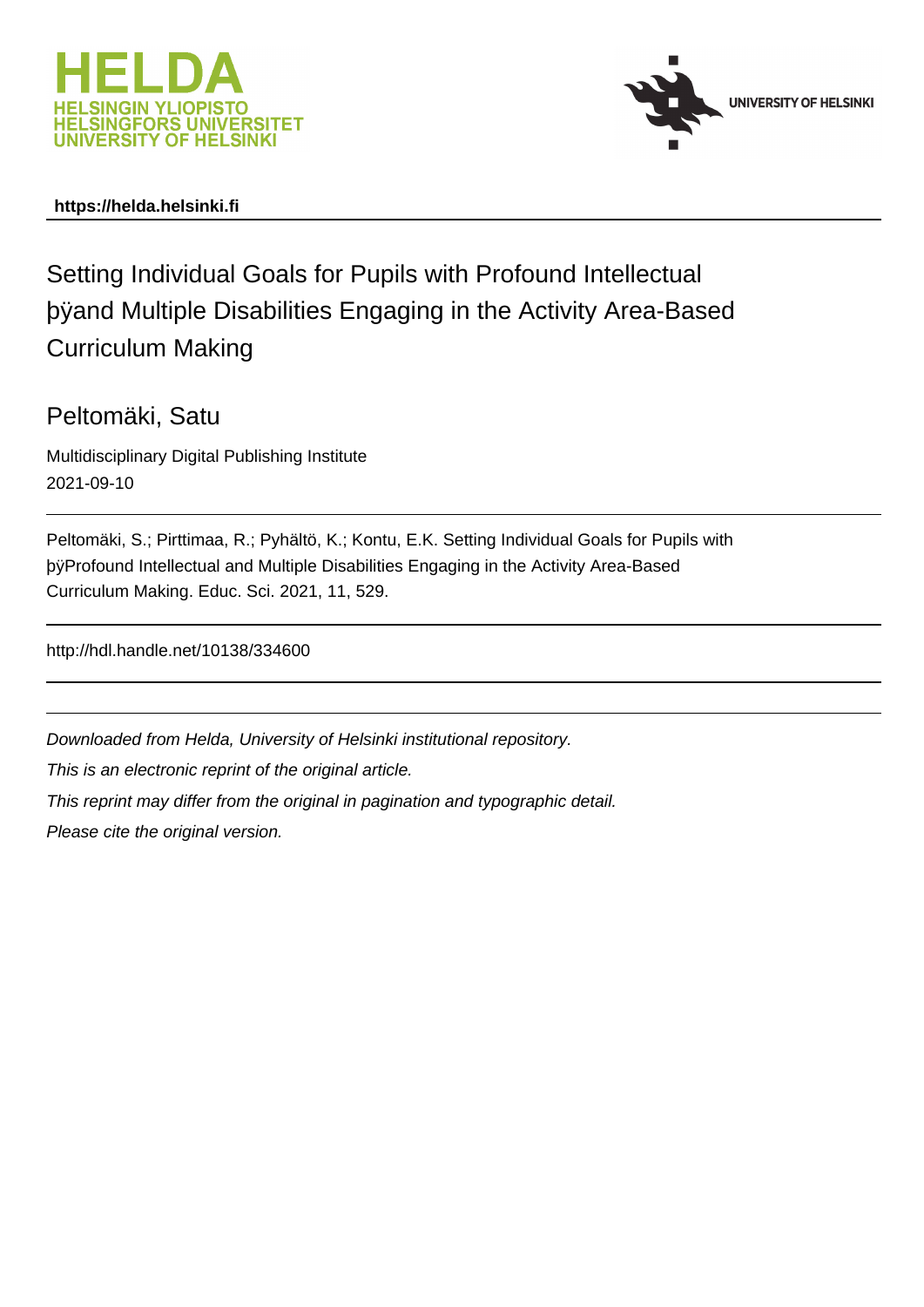HELDA
HELSINGIN YLIOPISTO
HELSINGFORS UNIVERSITET
UNIVERSITY OF HELSINKI

UNIVERSITY OF HELSINKI

**https://helda.helsinki.fi**

# Setting Individual Goals for Pupils with Profound Intellectual þÿand Multiple Disabilities Engaging in the Activity Area-Based Curriculum Making

## Peltomäki, Satu

Multidisciplinary Digital Publishing Institute
2021-09-10

Peltomäki, S.; Pirttimaa, R.; Pyhältö, K.; Kontu, E.K. Setting Individual Goals for Pupils with þÿProfound Intellectual and Multiple Disabilities Engaging in the Activity Area-Based Curriculum Making. Educ. Sci. 2021, 11, 529.

http://hdl.handle.net/10138/334600

*Downloaded from Helda, University of Helsinki institutional repository.*

*This is an electronic reprint of the original article.*

*This reprint may differ from the original in pagination and typographic detail.*

*Please cite the original version.*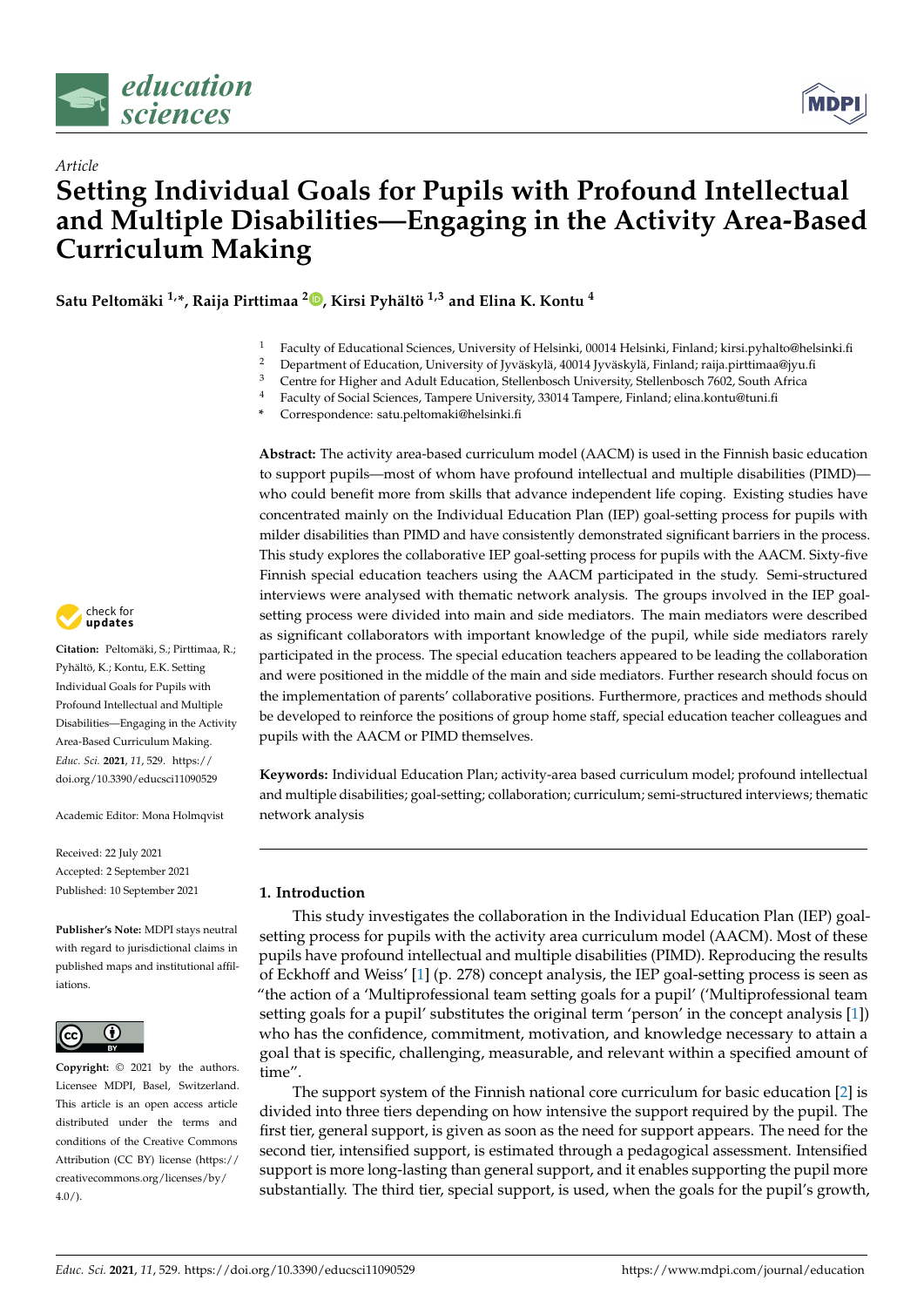## Article

# Setting Individual Goals for Pupils with Profound Intellectual and Multiple Disabilities—Engaging in the Activity Area-Based Curriculum Making

**Satu Peltomäki [1,*], Raija Pirttimaa [2], Kirsi Pyhältö [1,3] and Elina K. Kontu [4]**

1. Faculty of Educational Sciences, University of Helsinki, 00014 Helsinki, Finland; kirsi.pyhalto@helsinki.fi
2. Department of Education, University of Jyväskylä, 40014 Jyväskylä, Finland; raija.pirttimaa@jyu.fi
3. Centre for Higher and Adult Education, Stellenbosch University, Stellenbosch 7602, South Africa
4. Faculty of Social Sciences, Tampere University, 33014 Tampere, Finland; elina.kontu@tuni.fi

\* Correspondence: satu.peltomaki@helsinki.fi

**Citation:** Peltomäki, S.; Pirttimaa, R.; Pyhältö, K.; Kontu, E.K. Setting Individual Goals for Pupils with Profound Intellectual and Multiple Disabilities—Engaging in the Activity Area-Based Curriculum Making. *Educ. Sci.* **2021**, *11*, 529. https://doi.org/10.3390/educsci11090529

Academic Editor: Mona Holmqvist

Received: 22 July 2021
Accepted: 2 September 2021
Published: 10 September 2021

**Publisher's Note:** MDPI stays neutral with regard to jurisdictional claims in published maps and institutional affiliations.

**Copyright:** © 2021 by the authors. Licensee MDPI, Basel, Switzerland. This article is an open access article distributed under the terms and conditions of the Creative Commons Attribution (CC BY) license (https://creativecommons.org/licenses/by/4.0/).

**Abstract:** The activity area-based curriculum model (AACM) is used in the Finnish basic education to support pupils—most of whom have profound intellectual and multiple disabilities (PIMD)—who could benefit more from skills that advance independent life coping. Existing studies have concentrated mainly on the Individual Education Plan (IEP) goal-setting process for pupils with milder disabilities than PIMD and have consistently demonstrated significant barriers in the process. This study explores the collaborative IEP goal-setting process for pupils with the AACM. Sixty-five Finnish special education teachers using the AACM participated in the study. Semi-structured interviews were analysed with thematic network analysis. The groups involved in the IEP goal-setting process were divided into main and side mediators. The main mediators were described as significant collaborators with important knowledge of the pupil, while side mediators rarely participated in the process. The special education teachers appeared to be leading the collaboration and were positioned in the middle of the main and side mediators. Further research should focus on the implementation of parents' collaborative positions. Furthermore, practices and methods should be developed to reinforce the positions of group home staff, special education teacher colleagues and pupils with the AACM or PIMD themselves.

**Keywords:** Individual Education Plan; activity-area based curriculum model; profound intellectual and multiple disabilities; goal-setting; collaboration; curriculum; semi-structured interviews; thematic network analysis

## 1. Introduction

This study investigates the collaboration in the Individual Education Plan (IEP) goal-setting process for pupils with the activity area curriculum model (AACM). Most of these pupils have profound intellectual and multiple disabilities (PIMD). Reproducing the results of Eckhoff and Weiss' [1] (p. 278) concept analysis, the IEP goal-setting process is seen as "the action of a 'Multiprofessional team setting goals for a pupil' ('Multiprofessional team setting goals for a pupil' substitutes the original term 'person' in the concept analysis [1]) who has the confidence, commitment, motivation, and knowledge necessary to attain a goal that is specific, challenging, measurable, and relevant within a specified amount of time".

The support system of the Finnish national core curriculum for basic education [2] is divided into three tiers depending on how intensive the support required by the pupil. The first tier, general support, is given as soon as the need for support appears. The need for the second tier, intensified support, is estimated through a pedagogical assessment. Intensified support is more long-lasting than general support, and it enables supporting the pupil more substantially. The third tier, special support, is used, when the goals for the pupil's growth,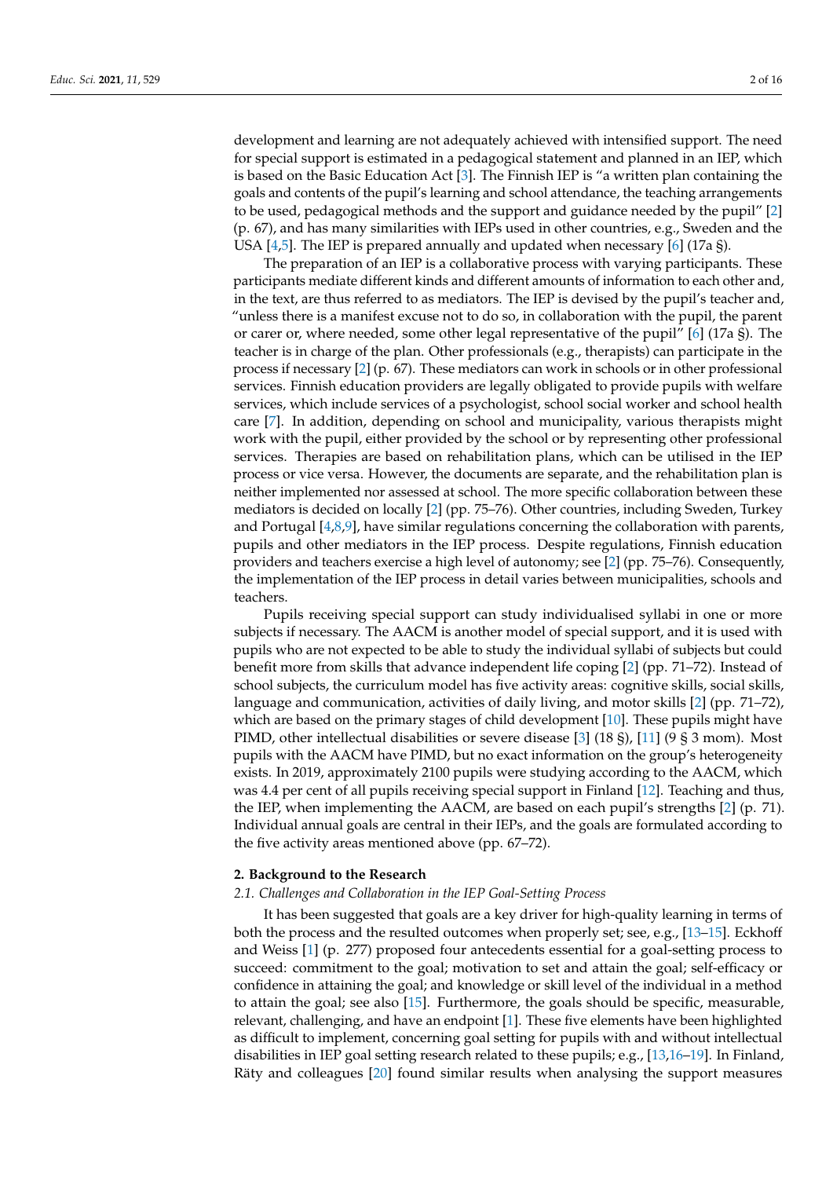development and learning are not adequately achieved with intensified support. The need for special support is estimated in a pedagogical statement and planned in an IEP, which is based on the Basic Education Act [3]. The Finnish IEP is "a written plan containing the goals and contents of the pupil's learning and school attendance, the teaching arrangements to be used, pedagogical methods and the support and guidance needed by the pupil" [2] (p. 67), and has many similarities with IEPs used in other countries, e.g., Sweden and the USA [4,5]. The IEP is prepared annually and updated when necessary [6] (17a §).

The preparation of an IEP is a collaborative process with varying participants. These participants mediate different kinds and different amounts of information to each other and, in the text, are thus referred to as mediators. The IEP is devised by the pupil's teacher and, "unless there is a manifest excuse not to do so, in collaboration with the pupil, the parent or carer or, where needed, some other legal representative of the pupil" [6] (17a §). The teacher is in charge of the plan. Other professionals (e.g., therapists) can participate in the process if necessary [2] (p. 67). These mediators can work in schools or in other professional services. Finnish education providers are legally obligated to provide pupils with welfare services, which include services of a psychologist, school social worker and school health care [7]. In addition, depending on school and municipality, various therapists might work with the pupil, either provided by the school or by representing other professional services. Therapies are based on rehabilitation plans, which can be utilised in the IEP process or vice versa. However, the documents are separate, and the rehabilitation plan is neither implemented nor assessed at school. The more specific collaboration between these mediators is decided on locally [2] (pp. 75–76). Other countries, including Sweden, Turkey and Portugal [4,8,9], have similar regulations concerning the collaboration with parents, pupils and other mediators in the IEP process. Despite regulations, Finnish education providers and teachers exercise a high level of autonomy; see [2] (pp. 75–76). Consequently, the implementation of the IEP process in detail varies between municipalities, schools and teachers.

Pupils receiving special support can study individualised syllabi in one or more subjects if necessary. The AACM is another model of special support, and it is used with pupils who are not expected to be able to study the individual syllabi of subjects but could benefit more from skills that advance independent life coping [2] (pp. 71–72). Instead of school subjects, the curriculum model has five activity areas: cognitive skills, social skills, language and communication, activities of daily living, and motor skills [2] (pp. 71–72), which are based on the primary stages of child development [10]. These pupils might have PIMD, other intellectual disabilities or severe disease [3] (18 §), [11] (9 § 3 mom). Most pupils with the AACM have PIMD, but no exact information on the group's heterogeneity exists. In 2019, approximately 2100 pupils were studying according to the AACM, which was 4.4 per cent of all pupils receiving special support in Finland [12]. Teaching and thus, the IEP, when implementing the AACM, are based on each pupil's strengths [2] (p. 71). Individual annual goals are central in their IEPs, and the goals are formulated according to the five activity areas mentioned above (pp. 67–72).

## 2. Background to the Research

### 2.1. Challenges and Collaboration in the IEP Goal-Setting Process

It has been suggested that goals are a key driver for high-quality learning in terms of both the process and the resulted outcomes when properly set; see, e.g., [13–15]. Eckhoff and Weiss [1] (p. 277) proposed four antecedents essential for a goal-setting process to succeed: commitment to the goal; motivation to set and attain the goal; self-efficacy or confidence in attaining the goal; and knowledge or skill level of the individual in a method to attain the goal; see also [15]. Furthermore, the goals should be specific, measurable, relevant, challenging, and have an endpoint [1]. These five elements have been highlighted as difficult to implement, concerning goal setting for pupils with and without intellectual disabilities in IEP goal setting research related to these pupils; e.g., [13,16–19]. In Finland, Räty and colleagues [20] found similar results when analysing the support measures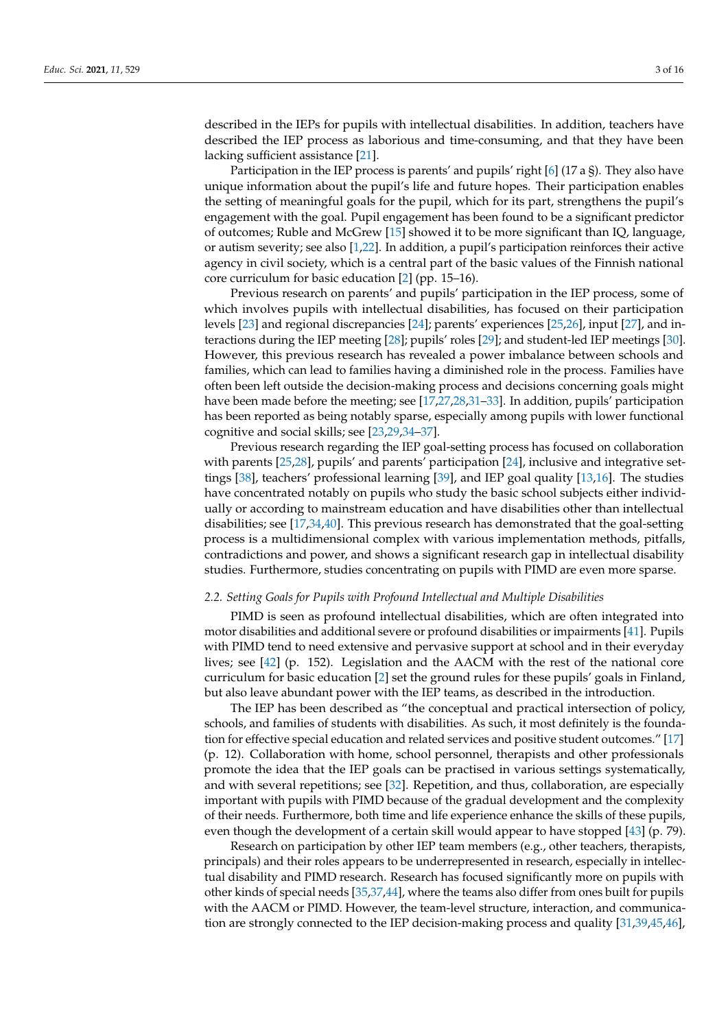described in the IEPs for pupils with intellectual disabilities. In addition, teachers have described the IEP process as laborious and time-consuming, and that they have been lacking sufficient assistance [21].

Participation in the IEP process is parents' and pupils' right [6] (17 a §). They also have unique information about the pupil's life and future hopes. Their participation enables the setting of meaningful goals for the pupil, which for its part, strengthens the pupil's engagement with the goal. Pupil engagement has been found to be a significant predictor of outcomes; Ruble and McGrew [15] showed it to be more significant than IQ, language, or autism severity; see also [1,22]. In addition, a pupil's participation reinforces their active agency in civil society, which is a central part of the basic values of the Finnish national core curriculum for basic education [2] (pp. 15–16).

Previous research on parents' and pupils' participation in the IEP process, some of which involves pupils with intellectual disabilities, has focused on their participation levels [23] and regional discrepancies [24]; parents' experiences [25,26], input [27], and interactions during the IEP meeting [28]; pupils' roles [29]; and student-led IEP meetings [30]. However, this previous research has revealed a power imbalance between schools and families, which can lead to families having a diminished role in the process. Families have often been left outside the decision-making process and decisions concerning goals might have been made before the meeting; see [17,27,28,31–33]. In addition, pupils' participation has been reported as being notably sparse, especially among pupils with lower functional cognitive and social skills; see [23,29,34–37].

Previous research regarding the IEP goal-setting process has focused on collaboration with parents [25,28], pupils' and parents' participation [24], inclusive and integrative settings [38], teachers' professional learning [39], and IEP goal quality [13,16]. The studies have concentrated notably on pupils who study the basic school subjects either individually or according to mainstream education and have disabilities other than intellectual disabilities; see [17,34,40]. This previous research has demonstrated that the goal-setting process is a multidimensional complex with various implementation methods, pitfalls, contradictions and power, and shows a significant research gap in intellectual disability studies. Furthermore, studies concentrating on pupils with PIMD are even more sparse.

### 2.2. Setting Goals for Pupils with Profound Intellectual and Multiple Disabilities

PIMD is seen as profound intellectual disabilities, which are often integrated into motor disabilities and additional severe or profound disabilities or impairments [41]. Pupils with PIMD tend to need extensive and pervasive support at school and in their everyday lives; see [42] (p. 152). Legislation and the AACM with the rest of the national core curriculum for basic education [2] set the ground rules for these pupils' goals in Finland, but also leave abundant power with the IEP teams, as described in the introduction.

The IEP has been described as "the conceptual and practical intersection of policy, schools, and families of students with disabilities. As such, it most definitely is the foundation for effective special education and related services and positive student outcomes." [17] (p. 12). Collaboration with home, school personnel, therapists and other professionals promote the idea that the IEP goals can be practised in various settings systematically, and with several repetitions; see [32]. Repetition, and thus, collaboration, are especially important with pupils with PIMD because of the gradual development and the complexity of their needs. Furthermore, both time and life experience enhance the skills of these pupils, even though the development of a certain skill would appear to have stopped [43] (p. 79).

Research on participation by other IEP team members (e.g., other teachers, therapists, principals) and their roles appears to be underrepresented in research, especially in intellectual disability and PIMD research. Research has focused significantly more on pupils with other kinds of special needs [35,37,44], where the teams also differ from ones built for pupils with the AACM or PIMD. However, the team-level structure, interaction, and communication are strongly connected to the IEP decision-making process and quality [31,39,45,46],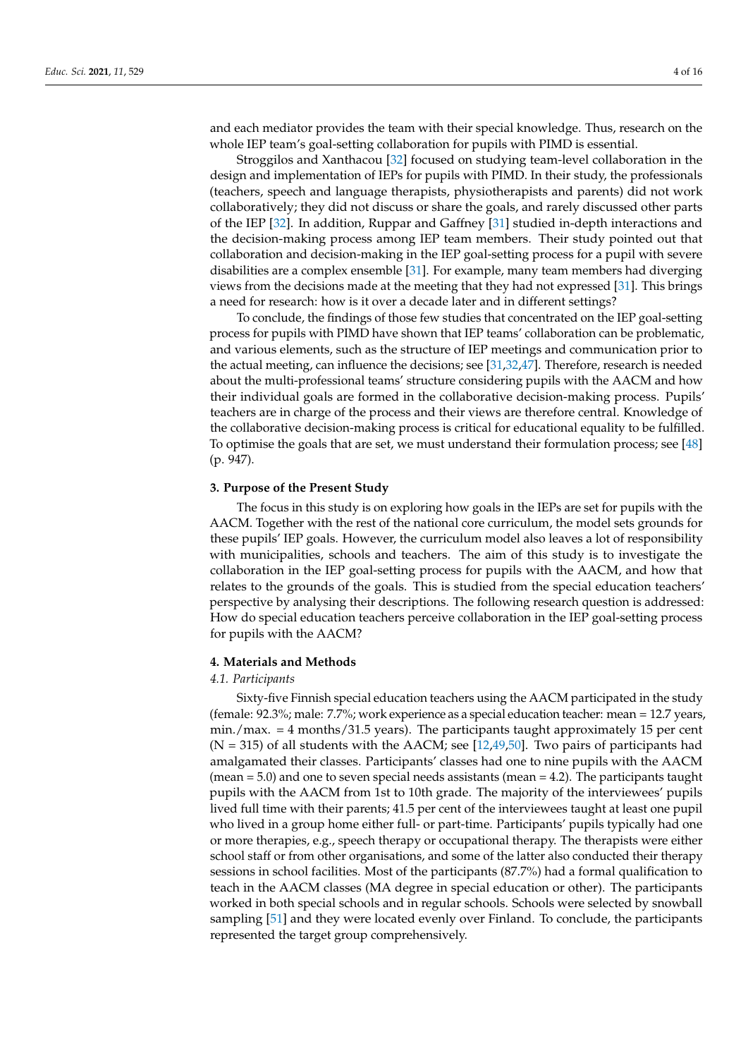and each mediator provides the team with their special knowledge. Thus, research on the whole IEP team's goal-setting collaboration for pupils with PIMD is essential.

Stroggilos and Xanthacou [32] focused on studying team-level collaboration in the design and implementation of IEPs for pupils with PIMD. In their study, the professionals (teachers, speech and language therapists, physiotherapists and parents) did not work collaboratively; they did not discuss or share the goals, and rarely discussed other parts of the IEP [32]. In addition, Ruppar and Gaffney [31] studied in-depth interactions and the decision-making process among IEP team members. Their study pointed out that collaboration and decision-making in the IEP goal-setting process for a pupil with severe disabilities are a complex ensemble [31]. For example, many team members had diverging views from the decisions made at the meeting that they had not expressed [31]. This brings a need for research: how is it over a decade later and in different settings?

To conclude, the findings of those few studies that concentrated on the IEP goal-setting process for pupils with PIMD have shown that IEP teams' collaboration can be problematic, and various elements, such as the structure of IEP meetings and communication prior to the actual meeting, can influence the decisions; see [31,32,47]. Therefore, research is needed about the multi-professional teams' structure considering pupils with the AACM and how their individual goals are formed in the collaborative decision-making process. Pupils' teachers are in charge of the process and their views are therefore central. Knowledge of the collaborative decision-making process is critical for educational equality to be fulfilled. To optimise the goals that are set, we must understand their formulation process; see [48] (p. 947).

## 3. Purpose of the Present Study

The focus in this study is on exploring how goals in the IEPs are set for pupils with the AACM. Together with the rest of the national core curriculum, the model sets grounds for these pupils' IEP goals. However, the curriculum model also leaves a lot of responsibility with municipalities, schools and teachers. The aim of this study is to investigate the collaboration in the IEP goal-setting process for pupils with the AACM, and how that relates to the grounds of the goals. This is studied from the special education teachers' perspective by analysing their descriptions. The following research question is addressed: How do special education teachers perceive collaboration in the IEP goal-setting process for pupils with the AACM?

## 4. Materials and Methods

### *4.1. Participants*

Sixty-five Finnish special education teachers using the AACM participated in the study (female: 92.3%; male: 7.7%; work experience as a special education teacher: mean = 12.7 years, min./max. = 4 months/31.5 years). The participants taught approximately 15 per cent (N = 315) of all students with the AACM; see [12,49,50]. Two pairs of participants had amalgamated their classes. Participants' classes had one to nine pupils with the AACM (mean = 5.0) and one to seven special needs assistants (mean = 4.2). The participants taught pupils with the AACM from 1st to 10th grade. The majority of the interviewees' pupils lived full time with their parents; 41.5 per cent of the interviewees taught at least one pupil who lived in a group home either full- or part-time. Participants' pupils typically had one or more therapies, e.g., speech therapy or occupational therapy. The therapists were either school staff or from other organisations, and some of the latter also conducted their therapy sessions in school facilities. Most of the participants (87.7%) had a formal qualification to teach in the AACM classes (MA degree in special education or other). The participants worked in both special schools and in regular schools. Schools were selected by snowball sampling [51] and they were located evenly over Finland. To conclude, the participants represented the target group comprehensively.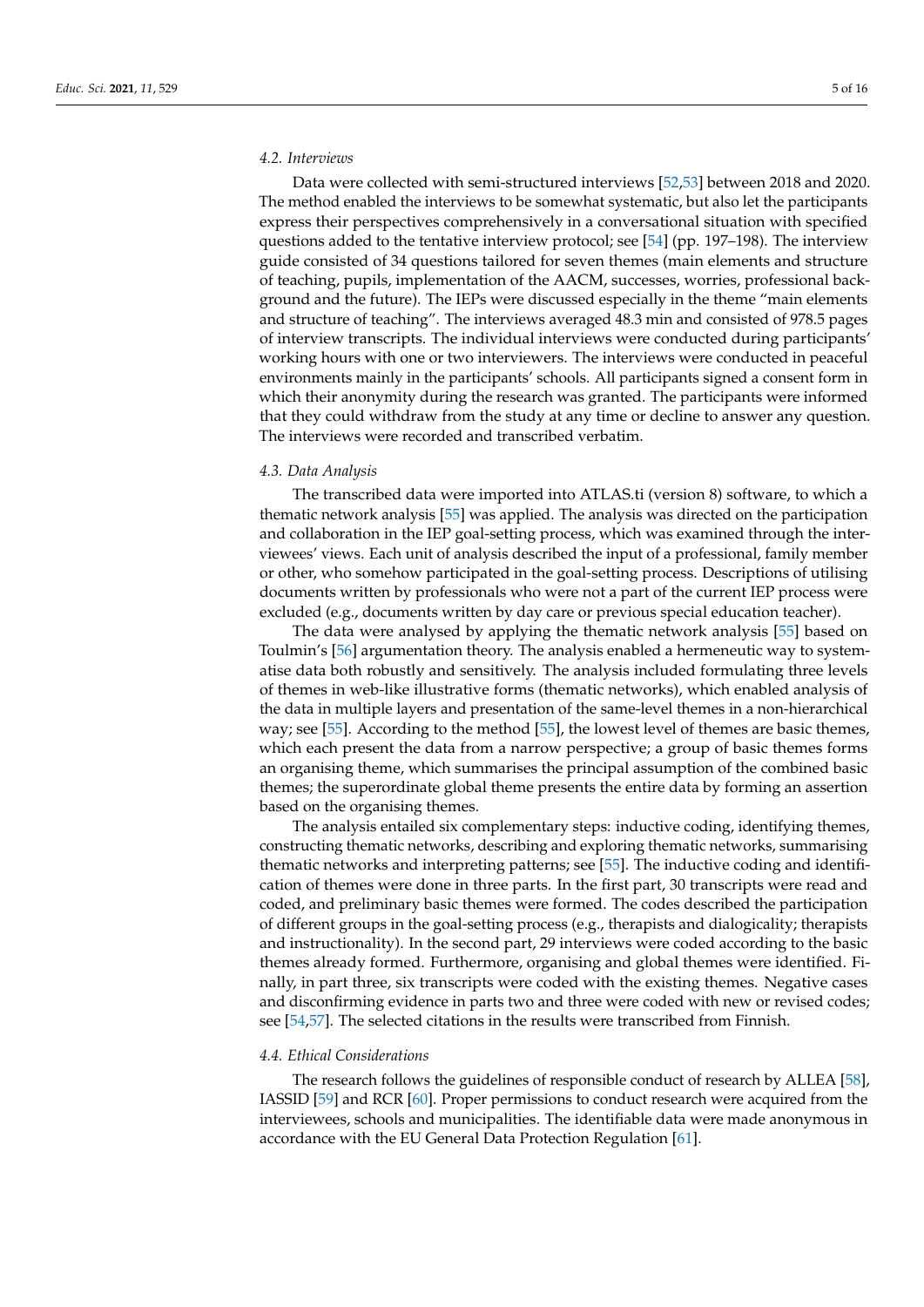### 4.2. Interviews

Data were collected with semi-structured interviews [52,53] between 2018 and 2020. The method enabled the interviews to be somewhat systematic, but also let the participants express their perspectives comprehensively in a conversational situation with specified questions added to the tentative interview protocol; see [54] (pp. 197–198). The interview guide consisted of 34 questions tailored for seven themes (main elements and structure of teaching, pupils, implementation of the AACM, successes, worries, professional background and the future). The IEPs were discussed especially in the theme "main elements and structure of teaching". The interviews averaged 48.3 min and consisted of 978.5 pages of interview transcripts. The individual interviews were conducted during participants' working hours with one or two interviewers. The interviews were conducted in peaceful environments mainly in the participants' schools. All participants signed a consent form in which their anonymity during the research was granted. The participants were informed that they could withdraw from the study at any time or decline to answer any question. The interviews were recorded and transcribed verbatim.

### 4.3. Data Analysis

The transcribed data were imported into ATLAS.ti (version 8) software, to which a thematic network analysis [55] was applied. The analysis was directed on the participation and collaboration in the IEP goal-setting process, which was examined through the interviewees' views. Each unit of analysis described the input of a professional, family member or other, who somehow participated in the goal-setting process. Descriptions of utilising documents written by professionals who were not a part of the current IEP process were excluded (e.g., documents written by day care or previous special education teacher).

The data were analysed by applying the thematic network analysis [55] based on Toulmin's [56] argumentation theory. The analysis enabled a hermeneutic way to systematise data both robustly and sensitively. The analysis included formulating three levels of themes in web-like illustrative forms (thematic networks), which enabled analysis of the data in multiple layers and presentation of the same-level themes in a non-hierarchical way; see [55]. According to the method [55], the lowest level of themes are basic themes, which each present the data from a narrow perspective; a group of basic themes forms an organising theme, which summarises the principal assumption of the combined basic themes; the superordinate global theme presents the entire data by forming an assertion based on the organising themes.

The analysis entailed six complementary steps: inductive coding, identifying themes, constructing thematic networks, describing and exploring thematic networks, summarising thematic networks and interpreting patterns; see [55]. The inductive coding and identification of themes were done in three parts. In the first part, 30 transcripts were read and coded, and preliminary basic themes were formed. The codes described the participation of different groups in the goal-setting process (e.g., therapists and dialogicality; therapists and instructionality). In the second part, 29 interviews were coded according to the basic themes already formed. Furthermore, organising and global themes were identified. Finally, in part three, six transcripts were coded with the existing themes. Negative cases and disconfirming evidence in parts two and three were coded with new or revised codes; see [54,57]. The selected citations in the results were transcribed from Finnish.

### 4.4. Ethical Considerations

The research follows the guidelines of responsible conduct of research by ALLEA [58], IASSID [59] and RCR [60]. Proper permissions to conduct research were acquired from the interviewees, schools and municipalities. The identifiable data were made anonymous in accordance with the EU General Data Protection Regulation [61].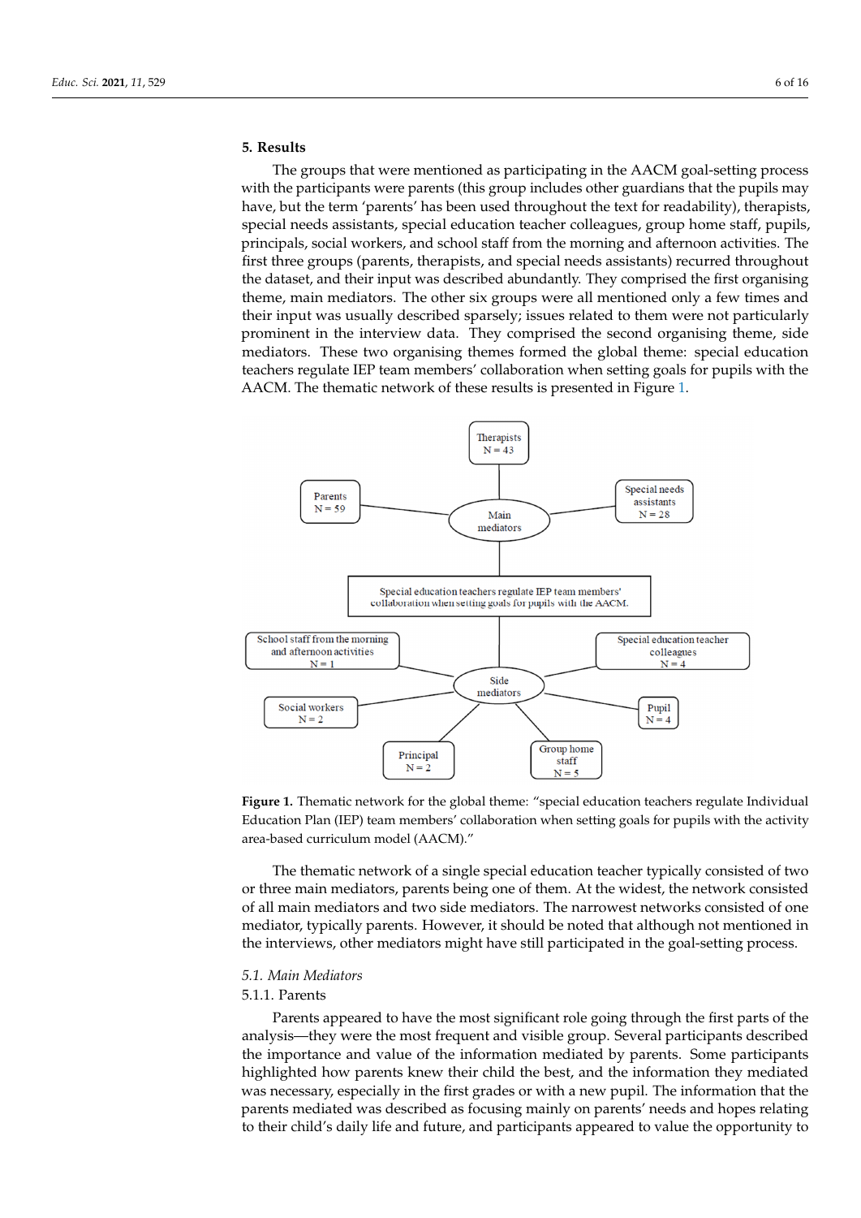## 5. Results

The groups that were mentioned as participating in the AACM goal-setting process with the participants were parents (this group includes other guardians that the pupils may have, but the term 'parents' has been used throughout the text for readability), therapists, special needs assistants, special education teacher colleagues, group home staff, pupils, principals, social workers, and school staff from the morning and afternoon activities. The first three groups (parents, therapists, and special needs assistants) recurred throughout the dataset, and their input was described abundantly. They comprised the first organising theme, main mediators. The other six groups were all mentioned only a few times and their input was usually described sparsely; issues related to them were not particularly prominent in the interview data. They comprised the second organising theme, side mediators. These two organising themes formed the global theme: special education teachers regulate IEP team members' collaboration when setting goals for pupils with the AACM. The thematic network of these results is presented in Figure 1.

**Figure 1.** Thematic network for the global theme: "special education teachers regulate Individual Education Plan (IEP) team members' collaboration when setting goals for pupils with the activity area-based curriculum model (AACM)."

The thematic network of a single special education teacher typically consisted of two or three main mediators, parents being one of them. At the widest, the network consisted of all main mediators and two side mediators. The narrowest networks consisted of one mediator, typically parents. However, it should be noted that although not mentioned in the interviews, other mediators might have still participated in the goal-setting process.

### 5.1. Main Mediators

#### 5.1.1. Parents

Parents appeared to have the most significant role going through the first parts of the analysis—they were the most frequent and visible group. Several participants described the importance and value of the information mediated by parents. Some participants highlighted how parents knew their child the best, and the information they mediated was necessary, especially in the first grades or with a new pupil. The information that the parents mediated was described as focusing mainly on parents' needs and hopes relating to their child's daily life and future, and participants appeared to value the opportunity to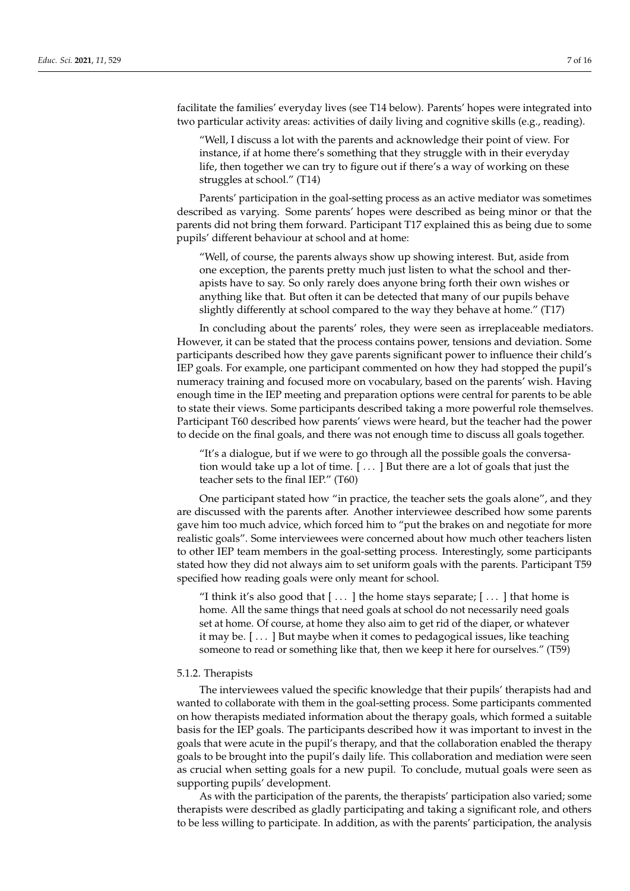facilitate the families' everyday lives (see T14 below). Parents' hopes were integrated into two particular activity areas: activities of daily living and cognitive skills (e.g., reading).

> "Well, I discuss a lot with the parents and acknowledge their point of view. For instance, if at home there's something that they struggle with in their everyday life, then together we can try to figure out if there's a way of working on these struggles at school." (T14)

Parents' participation in the goal-setting process as an active mediator was sometimes described as varying. Some parents' hopes were described as being minor or that the parents did not bring them forward. Participant T17 explained this as being due to some pupils' different behaviour at school and at home:

> "Well, of course, the parents always show up showing interest. But, aside from one exception, the parents pretty much just listen to what the school and therapists have to say. So only rarely does anyone bring forth their own wishes or anything like that. But often it can be detected that many of our pupils behave slightly differently at school compared to the way they behave at home." (T17)

In concluding about the parents' roles, they were seen as irreplaceable mediators. However, it can be stated that the process contains power, tensions and deviation. Some participants described how they gave parents significant power to influence their child's IEP goals. For example, one participant commented on how they had stopped the pupil's numeracy training and focused more on vocabulary, based on the parents' wish. Having enough time in the IEP meeting and preparation options were central for parents to be able to state their views. Some participants described taking a more powerful role themselves. Participant T60 described how parents' views were heard, but the teacher had the power to decide on the final goals, and there was not enough time to discuss all goals together.

> "It's a dialogue, but if we were to go through all the possible goals the conversation would take up a lot of time. [ . . . ] But there are a lot of goals that just the teacher sets to the final IEP." (T60)

One participant stated how "in practice, the teacher sets the goals alone", and they are discussed with the parents after. Another interviewee described how some parents gave him too much advice, which forced him to "put the brakes on and negotiate for more realistic goals". Some interviewees were concerned about how much other teachers listen to other IEP team members in the goal-setting process. Interestingly, some participants stated how they did not always aim to set uniform goals with the parents. Participant T59 specified how reading goals were only meant for school.

> "I think it's also good that [ . . . ] the home stays separate; [ . . . ] that home is home. All the same things that need goals at school do not necessarily need goals set at home. Of course, at home they also aim to get rid of the diaper, or whatever it may be. [ . . . ] But maybe when it comes to pedagogical issues, like teaching someone to read or something like that, then we keep it here for ourselves." (T59)

#### 5.1.2. Therapists

The interviewees valued the specific knowledge that their pupils' therapists had and wanted to collaborate with them in the goal-setting process. Some participants commented on how therapists mediated information about the therapy goals, which formed a suitable basis for the IEP goals. The participants described how it was important to invest in the goals that were acute in the pupil's therapy, and that the collaboration enabled the therapy goals to be brought into the pupil's daily life. This collaboration and mediation were seen as crucial when setting goals for a new pupil. To conclude, mutual goals were seen as supporting pupils' development.

As with the participation of the parents, the therapists' participation also varied; some therapists were described as gladly participating and taking a significant role, and others to be less willing to participate. In addition, as with the parents' participation, the analysis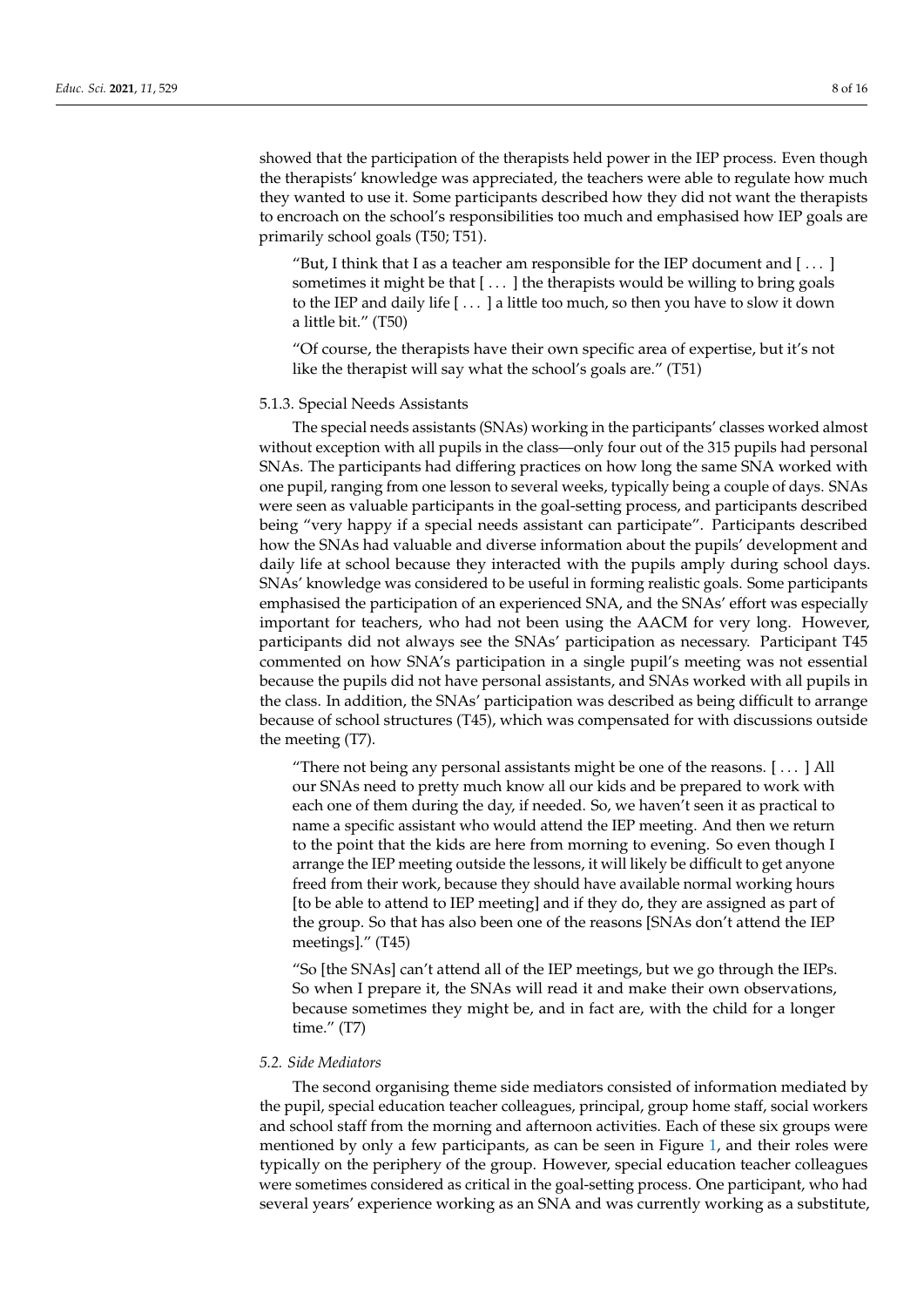showed that the participation of the therapists held power in the IEP process. Even though the therapists' knowledge was appreciated, the teachers were able to regulate how much they wanted to use it. Some participants described how they did not want the therapists to encroach on the school's responsibilities too much and emphasised how IEP goals are primarily school goals (T50; T51).

> "But, I think that I as a teacher am responsible for the IEP document and [ . . . ] sometimes it might be that [ . . . ] the therapists would be willing to bring goals to the IEP and daily life [ . . . ] a little too much, so then you have to slow it down a little bit." (T50)

> "Of course, the therapists have their own specific area of expertise, but it's not like the therapist will say what the school's goals are." (T51)

#### 5.1.3. Special Needs Assistants

The special needs assistants (SNAs) working in the participants' classes worked almost without exception with all pupils in the class—only four out of the 315 pupils had personal SNAs. The participants had differing practices on how long the same SNA worked with one pupil, ranging from one lesson to several weeks, typically being a couple of days. SNAs were seen as valuable participants in the goal-setting process, and participants described being "very happy if a special needs assistant can participate". Participants described how the SNAs had valuable and diverse information about the pupils' development and daily life at school because they interacted with the pupils amply during school days. SNAs' knowledge was considered to be useful in forming realistic goals. Some participants emphasised the participation of an experienced SNA, and the SNAs' effort was especially important for teachers, who had not been using the AACM for very long. However, participants did not always see the SNAs' participation as necessary. Participant T45 commented on how SNA's participation in a single pupil's meeting was not essential because the pupils did not have personal assistants, and SNAs worked with all pupils in the class. In addition, the SNAs' participation was described as being difficult to arrange because of school structures (T45), which was compensated for with discussions outside the meeting (T7).

> "There not being any personal assistants might be one of the reasons. [ . . . ] All our SNAs need to pretty much know all our kids and be prepared to work with each one of them during the day, if needed. So, we haven't seen it as practical to name a specific assistant who would attend the IEP meeting. And then we return to the point that the kids are here from morning to evening. So even though I arrange the IEP meeting outside the lessons, it will likely be difficult to get anyone freed from their work, because they should have available normal working hours [to be able to attend to IEP meeting] and if they do, they are assigned as part of the group. So that has also been one of the reasons [SNAs don't attend the IEP meetings]." (T45)

> "So [the SNAs] can't attend all of the IEP meetings, but we go through the IEPs. So when I prepare it, the SNAs will read it and make their own observations, because sometimes they might be, and in fact are, with the child for a longer time." (T7)

### *5.2. Side Mediators*

The second organising theme side mediators consisted of information mediated by the pupil, special education teacher colleagues, principal, group home staff, social workers and school staff from the morning and afternoon activities. Each of these six groups were mentioned by only a few participants, as can be seen in Figure 1, and their roles were typically on the periphery of the group. However, special education teacher colleagues were sometimes considered as critical in the goal-setting process. One participant, who had several years' experience working as an SNA and was currently working as a substitute,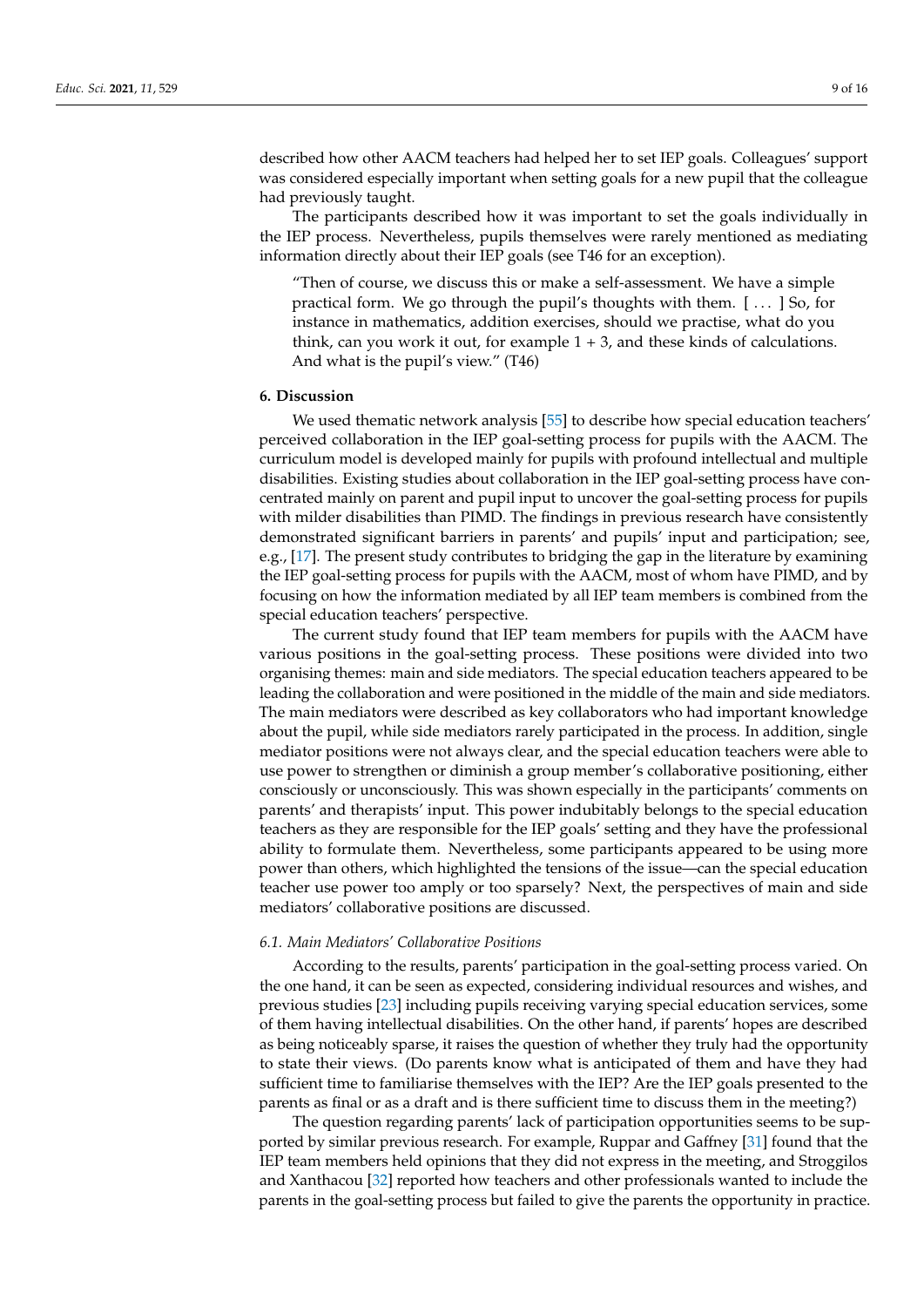described how other AACM teachers had helped her to set IEP goals. Colleagues' support was considered especially important when setting goals for a new pupil that the colleague had previously taught.

The participants described how it was important to set the goals individually in the IEP process. Nevertheless, pupils themselves were rarely mentioned as mediating information directly about their IEP goals (see T46 for an exception).

> "Then of course, we discuss this or make a self-assessment. We have a simple practical form. We go through the pupil's thoughts with them. [ ... ] So, for instance in mathematics, addition exercises, should we practise, what do you think, can you work it out, for example 1 + 3, and these kinds of calculations. And what is the pupil's view." (T46)

## 6. Discussion

We used thematic network analysis [55] to describe how special education teachers' perceived collaboration in the IEP goal-setting process for pupils with the AACM. The curriculum model is developed mainly for pupils with profound intellectual and multiple disabilities. Existing studies about collaboration in the IEP goal-setting process have concentrated mainly on parent and pupil input to uncover the goal-setting process for pupils with milder disabilities than PIMD. The findings in previous research have consistently demonstrated significant barriers in parents' and pupils' input and participation; see, e.g., [17]. The present study contributes to bridging the gap in the literature by examining the IEP goal-setting process for pupils with the AACM, most of whom have PIMD, and by focusing on how the information mediated by all IEP team members is combined from the special education teachers' perspective.

The current study found that IEP team members for pupils with the AACM have various positions in the goal-setting process. These positions were divided into two organising themes: main and side mediators. The special education teachers appeared to be leading the collaboration and were positioned in the middle of the main and side mediators. The main mediators were described as key collaborators who had important knowledge about the pupil, while side mediators rarely participated in the process. In addition, single mediator positions were not always clear, and the special education teachers were able to use power to strengthen or diminish a group member's collaborative positioning, either consciously or unconsciously. This was shown especially in the participants' comments on parents' and therapists' input. This power indubitably belongs to the special education teachers as they are responsible for the IEP goals' setting and they have the professional ability to formulate them. Nevertheless, some participants appeared to be using more power than others, which highlighted the tensions of the issue—can the special education teacher use power too amply or too sparsely? Next, the perspectives of main and side mediators' collaborative positions are discussed.

### *6.1. Main Mediators' Collaborative Positions*

According to the results, parents' participation in the goal-setting process varied. On the one hand, it can be seen as expected, considering individual resources and wishes, and previous studies [23] including pupils receiving varying special education services, some of them having intellectual disabilities. On the other hand, if parents' hopes are described as being noticeably sparse, it raises the question of whether they truly had the opportunity to state their views. (Do parents know what is anticipated of them and have they had sufficient time to familiarise themselves with the IEP? Are the IEP goals presented to the parents as final or as a draft and is there sufficient time to discuss them in the meeting?)

The question regarding parents' lack of participation opportunities seems to be supported by similar previous research. For example, Ruppar and Gaffney [31] found that the IEP team members held opinions that they did not express in the meeting, and Stroggilos and Xanthacou [32] reported how teachers and other professionals wanted to include the parents in the goal-setting process but failed to give the parents the opportunity in practice.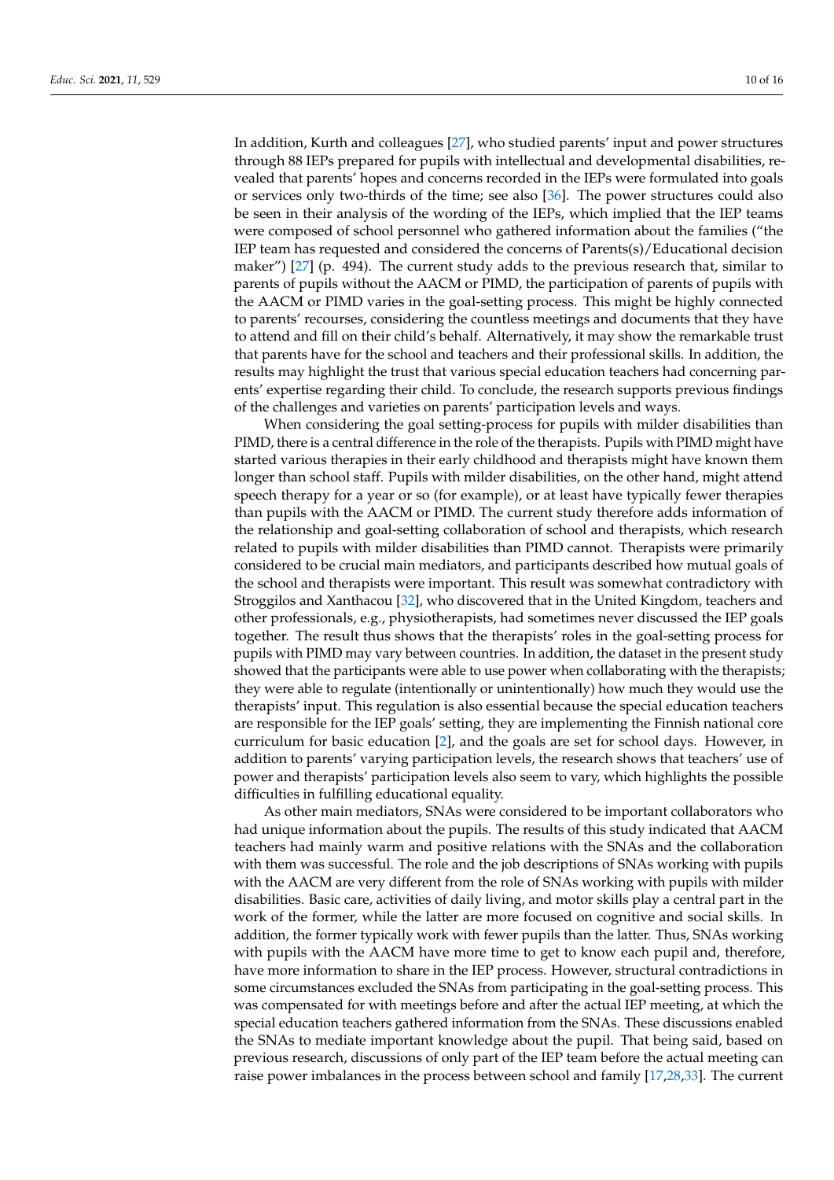In addition, Kurth and colleagues [27], who studied parents' input and power structures through 88 IEPs prepared for pupils with intellectual and developmental disabilities, revealed that parents' hopes and concerns recorded in the IEPs were formulated into goals or services only two-thirds of the time; see also [36]. The power structures could also be seen in their analysis of the wording of the IEPs, which implied that the IEP teams were composed of school personnel who gathered information about the families ("the IEP team has requested and considered the concerns of Parents(s)/Educational decision maker") [27] (p. 494). The current study adds to the previous research that, similar to parents of pupils without the AACM or PIMD, the participation of parents of pupils with the AACM or PIMD varies in the goal-setting process. This might be highly connected to parents' recourses, considering the countless meetings and documents that they have to attend and fill on their child's behalf. Alternatively, it may show the remarkable trust that parents have for the school and teachers and their professional skills. In addition, the results may highlight the trust that various special education teachers had concerning parents' expertise regarding their child. To conclude, the research supports previous findings of the challenges and varieties on parents' participation levels and ways.

When considering the goal setting-process for pupils with milder disabilities than PIMD, there is a central difference in the role of the therapists. Pupils with PIMD might have started various therapies in their early childhood and therapists might have known them longer than school staff. Pupils with milder disabilities, on the other hand, might attend speech therapy for a year or so (for example), or at least have typically fewer therapies than pupils with the AACM or PIMD. The current study therefore adds information of the relationship and goal-setting collaboration of school and therapists, which research related to pupils with milder disabilities than PIMD cannot. Therapists were primarily considered to be crucial main mediators, and participants described how mutual goals of the school and therapists were important. This result was somewhat contradictory with Stroggilos and Xanthacou [32], who discovered that in the United Kingdom, teachers and other professionals, e.g., physiotherapists, had sometimes never discussed the IEP goals together. The result thus shows that the therapists' roles in the goal-setting process for pupils with PIMD may vary between countries. In addition, the dataset in the present study showed that the participants were able to use power when collaborating with the therapists; they were able to regulate (intentionally or unintentionally) how much they would use the therapists' input. This regulation is also essential because the special education teachers are responsible for the IEP goals' setting, they are implementing the Finnish national core curriculum for basic education [2], and the goals are set for school days. However, in addition to parents' varying participation levels, the research shows that teachers' use of power and therapists' participation levels also seem to vary, which highlights the possible difficulties in fulfilling educational equality.

As other main mediators, SNAs were considered to be important collaborators who had unique information about the pupils. The results of this study indicated that AACM teachers had mainly warm and positive relations with the SNAs and the collaboration with them was successful. The role and the job descriptions of SNAs working with pupils with the AACM are very different from the role of SNAs working with pupils with milder disabilities. Basic care, activities of daily living, and motor skills play a central part in the work of the former, while the latter are more focused on cognitive and social skills. In addition, the former typically work with fewer pupils than the latter. Thus, SNAs working with pupils with the AACM have more time to get to know each pupil and, therefore, have more information to share in the IEP process. However, structural contradictions in some circumstances excluded the SNAs from participating in the goal-setting process. This was compensated for with meetings before and after the actual IEP meeting, at which the special education teachers gathered information from the SNAs. These discussions enabled the SNAs to mediate important knowledge about the pupil. That being said, based on previous research, discussions of only part of the IEP team before the actual meeting can raise power imbalances in the process between school and family [17,28,33]. The current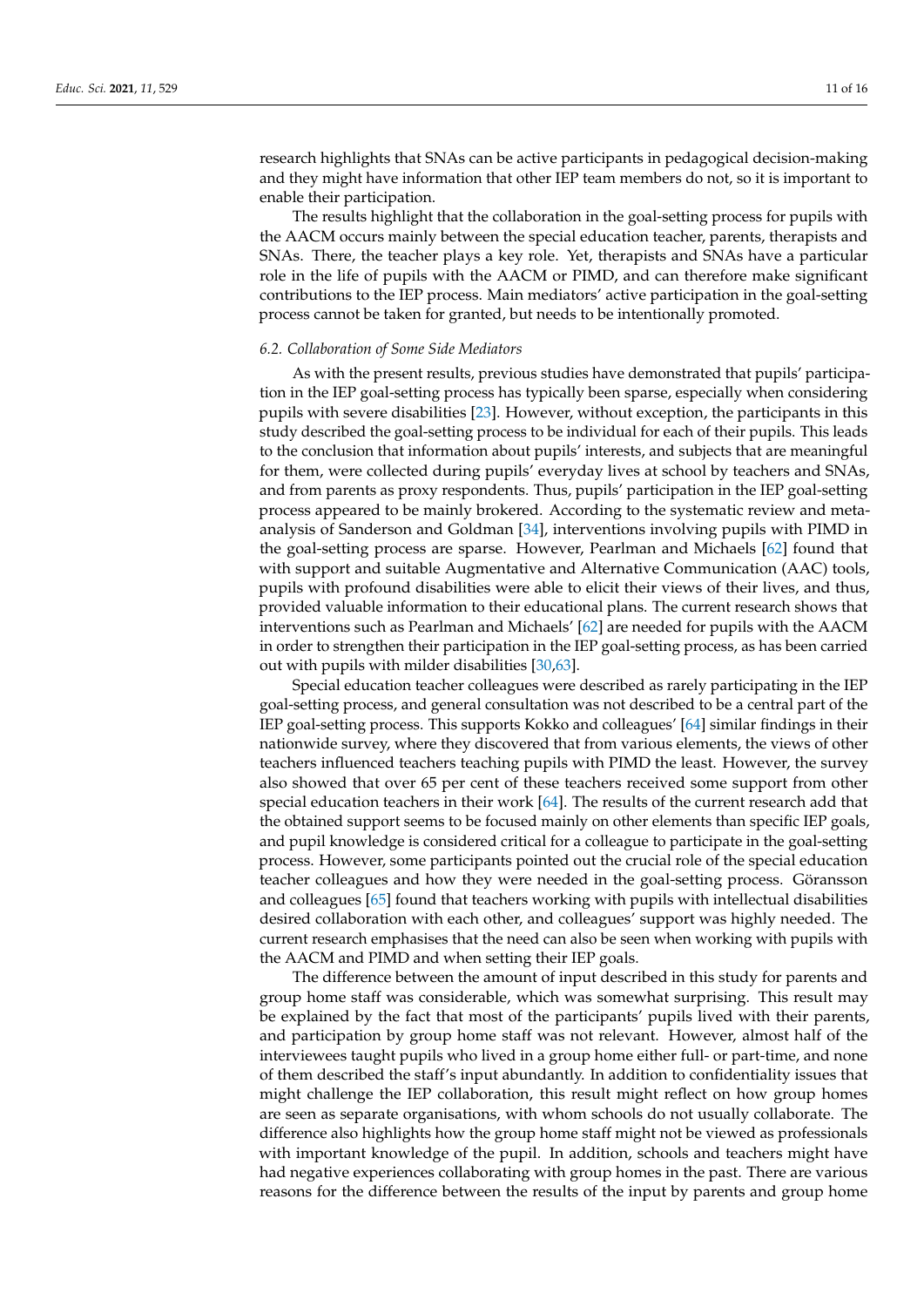research highlights that SNAs can be active participants in pedagogical decision-making and they might have information that other IEP team members do not, so it is important to enable their participation.

The results highlight that the collaboration in the goal-setting process for pupils with the AACM occurs mainly between the special education teacher, parents, therapists and SNAs. There, the teacher plays a key role. Yet, therapists and SNAs have a particular role in the life of pupils with the AACM or PIMD, and can therefore make significant contributions to the IEP process. Main mediators' active participation in the goal-setting process cannot be taken for granted, but needs to be intentionally promoted.

### *6.2. Collaboration of Some Side Mediators*

As with the present results, previous studies have demonstrated that pupils' participation in the IEP goal-setting process has typically been sparse, especially when considering pupils with severe disabilities [23]. However, without exception, the participants in this study described the goal-setting process to be individual for each of their pupils. This leads to the conclusion that information about pupils' interests, and subjects that are meaningful for them, were collected during pupils' everyday lives at school by teachers and SNAs, and from parents as proxy respondents. Thus, pupils' participation in the IEP goal-setting process appeared to be mainly brokered. According to the systematic review and meta-analysis of Sanderson and Goldman [34], interventions involving pupils with PIMD in the goal-setting process are sparse. However, Pearlman and Michaels [62] found that with support and suitable Augmentative and Alternative Communication (AAC) tools, pupils with profound disabilities were able to elicit their views of their lives, and thus, provided valuable information to their educational plans. The current research shows that interventions such as Pearlman and Michaels' [62] are needed for pupils with the AACM in order to strengthen their participation in the IEP goal-setting process, as has been carried out with pupils with milder disabilities [30,63].

Special education teacher colleagues were described as rarely participating in the IEP goal-setting process, and general consultation was not described to be a central part of the IEP goal-setting process. This supports Kokko and colleagues' [64] similar findings in their nationwide survey, where they discovered that from various elements, the views of other teachers influenced teachers teaching pupils with PIMD the least. However, the survey also showed that over 65 per cent of these teachers received some support from other special education teachers in their work [64]. The results of the current research add that the obtained support seems to be focused mainly on other elements than specific IEP goals, and pupil knowledge is considered critical for a colleague to participate in the goal-setting process. However, some participants pointed out the crucial role of the special education teacher colleagues and how they were needed in the goal-setting process. Göransson and colleagues [65] found that teachers working with pupils with intellectual disabilities desired collaboration with each other, and colleagues' support was highly needed. The current research emphasises that the need can also be seen when working with pupils with the AACM and PIMD and when setting their IEP goals.

The difference between the amount of input described in this study for parents and group home staff was considerable, which was somewhat surprising. This result may be explained by the fact that most of the participants' pupils lived with their parents, and participation by group home staff was not relevant. However, almost half of the interviewees taught pupils who lived in a group home either full- or part-time, and none of them described the staff's input abundantly. In addition to confidentiality issues that might challenge the IEP collaboration, this result might reflect on how group homes are seen as separate organisations, with whom schools do not usually collaborate. The difference also highlights how the group home staff might not be viewed as professionals with important knowledge of the pupil. In addition, schools and teachers might have had negative experiences collaborating with group homes in the past. There are various reasons for the difference between the results of the input by parents and group home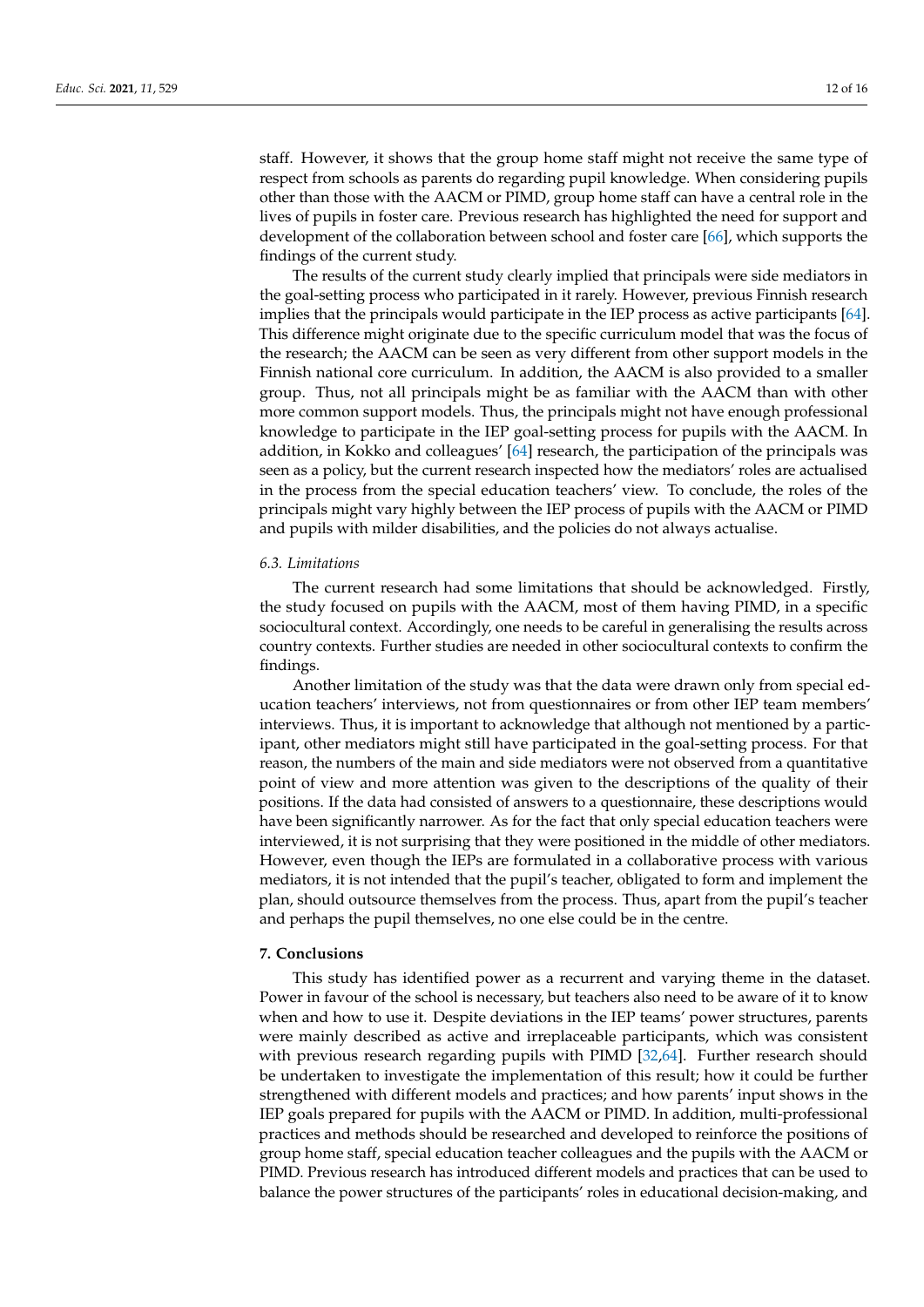staff. However, it shows that the group home staff might not receive the same type of respect from schools as parents do regarding pupil knowledge. When considering pupils other than those with the AACM or PIMD, group home staff can have a central role in the lives of pupils in foster care. Previous research has highlighted the need for support and development of the collaboration between school and foster care [66], which supports the findings of the current study.

The results of the current study clearly implied that principals were side mediators in the goal-setting process who participated in it rarely. However, previous Finnish research implies that the principals would participate in the IEP process as active participants [64]. This difference might originate due to the specific curriculum model that was the focus of the research; the AACM can be seen as very different from other support models in the Finnish national core curriculum. In addition, the AACM is also provided to a smaller group. Thus, not all principals might be as familiar with the AACM than with other more common support models. Thus, the principals might not have enough professional knowledge to participate in the IEP goal-setting process for pupils with the AACM. In addition, in Kokko and colleagues' [64] research, the participation of the principals was seen as a policy, but the current research inspected how the mediators' roles are actualised in the process from the special education teachers' view. To conclude, the roles of the principals might vary highly between the IEP process of pupils with the AACM or PIMD and pupils with milder disabilities, and the policies do not always actualise.

### 6.3. Limitations

The current research had some limitations that should be acknowledged. Firstly, the study focused on pupils with the AACM, most of them having PIMD, in a specific sociocultural context. Accordingly, one needs to be careful in generalising the results across country contexts. Further studies are needed in other sociocultural contexts to confirm the findings.

Another limitation of the study was that the data were drawn only from special education teachers' interviews, not from questionnaires or from other IEP team members' interviews. Thus, it is important to acknowledge that although not mentioned by a participant, other mediators might still have participated in the goal-setting process. For that reason, the numbers of the main and side mediators were not observed from a quantitative point of view and more attention was given to the descriptions of the quality of their positions. If the data had consisted of answers to a questionnaire, these descriptions would have been significantly narrower. As for the fact that only special education teachers were interviewed, it is not surprising that they were positioned in the middle of other mediators. However, even though the IEPs are formulated in a collaborative process with various mediators, it is not intended that the pupil's teacher, obligated to form and implement the plan, should outsource themselves from the process. Thus, apart from the pupil's teacher and perhaps the pupil themselves, no one else could be in the centre.

## 7. Conclusions

This study has identified power as a recurrent and varying theme in the dataset. Power in favour of the school is necessary, but teachers also need to be aware of it to know when and how to use it. Despite deviations in the IEP teams' power structures, parents were mainly described as active and irreplaceable participants, which was consistent with previous research regarding pupils with PIMD [32,64]. Further research should be undertaken to investigate the implementation of this result; how it could be further strengthened with different models and practices; and how parents' input shows in the IEP goals prepared for pupils with the AACM or PIMD. In addition, multi-professional practices and methods should be researched and developed to reinforce the positions of group home staff, special education teacher colleagues and the pupils with the AACM or PIMD. Previous research has introduced different models and practices that can be used to balance the power structures of the participants' roles in educational decision-making, and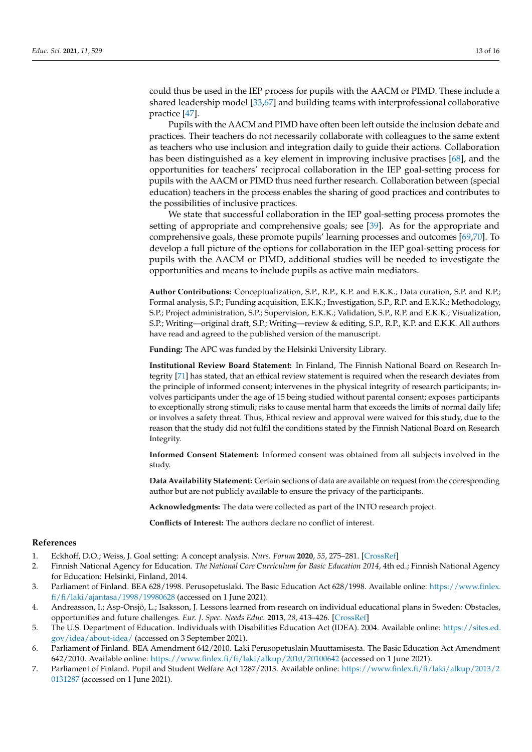could thus be used in the IEP process for pupils with the AACM or PIMD. These include a shared leadership model [33,67] and building teams with interprofessional collaborative practice [47].

Pupils with the AACM and PIMD have often been left outside the inclusion debate and practices. Their teachers do not necessarily collaborate with colleagues to the same extent as teachers who use inclusion and integration daily to guide their actions. Collaboration has been distinguished as a key element in improving inclusive practises [68], and the opportunities for teachers' reciprocal collaboration in the IEP goal-setting process for pupils with the AACM or PIMD thus need further research. Collaboration between (special education) teachers in the process enables the sharing of good practices and contributes to the possibilities of inclusive practices.

We state that successful collaboration in the IEP goal-setting process promotes the setting of appropriate and comprehensive goals; see [39]. As for the appropriate and comprehensive goals, these promote pupils' learning processes and outcomes [69,70]. To develop a full picture of the options for collaboration in the IEP goal-setting process for pupils with the AACM or PIMD, additional studies will be needed to investigate the opportunities and means to include pupils as active main mediators.

**Author Contributions:** Conceptualization, S.P., R.P., K.P. and E.K.K.; Data curation, S.P. and R.P.; Formal analysis, S.P.; Funding acquisition, E.K.K.; Investigation, S.P., R.P. and E.K.K.; Methodology, S.P.; Project administration, S.P.; Supervision, E.K.K.; Validation, S.P., R.P. and E.K.K.; Visualization, S.P.; Writing—original draft, S.P.; Writing—review & editing, S.P., R.P., K.P. and E.K.K. All authors have read and agreed to the published version of the manuscript.

**Funding:** The APC was funded by the Helsinki University Library.

**Institutional Review Board Statement:** In Finland, The Finnish National Board on Research Integrity [71] has stated, that an ethical review statement is required when the research deviates from the principle of informed consent; intervenes in the physical integrity of research participants; involves participants under the age of 15 being studied without parental consent; exposes participants to exceptionally strong stimuli; risks to cause mental harm that exceeds the limits of normal daily life; or involves a safety threat. Thus, Ethical review and approval were waived for this study, due to the reason that the study did not fulfil the conditions stated by the Finnish National Board on Research Integrity.

**Informed Consent Statement:** Informed consent was obtained from all subjects involved in the study.

**Data Availability Statement:** Certain sections of data are available on request from the corresponding author but are not publicly available to ensure the privacy of the participants.

**Acknowledgments:** The data were collected as part of the INTO research project.

**Conflicts of Interest:** The authors declare no conflict of interest.

## References

1. Eckhoff, D.O.; Weiss, J. Goal setting: A concept analysis. *Nurs. Forum* **2020**, *55*, 275–281. [CrossRef]
2. Finnish National Agency for Education. *The National Core Curriculum for Basic Education 2014*, 4th ed.; Finnish National Agency for Education: Helsinki, Finland, 2014.
3. Parliament of Finland. BEA 628/1998. Perusopetuslaki. The Basic Education Act 628/1998. Available online: https://www.finlex.fi/fi/laki/ajantasa/1998/19980628 (accessed on 1 June 2021).
4. Andreasson, I.; Asp-Onsjö, L.; Isaksson, J. Lessons learned from research on individual educational plans in Sweden: Obstacles, opportunities and future challenges. *Eur. J. Spec. Needs Educ.* **2013**, *28*, 413–426. [CrossRef]
5. The U.S. Department of Education. Individuals with Disabilities Education Act (IDEA). 2004. Available online: https://sites.ed.gov/idea/about-idea/ (accessed on 3 September 2021).
6. Parliament of Finland. BEA Amendment 642/2010. Laki Perusopetuslain Muuttamisesta. The Basic Education Act Amendment 642/2010. Available online: https://www.finlex.fi/fi/laki/alkup/2010/20100642 (accessed on 1 June 2021).
7. Parliament of Finland. Pupil and Student Welfare Act 1287/2013. Available online: https://www.finlex.fi/fi/laki/alkup/2013/20131287 (accessed on 1 June 2021).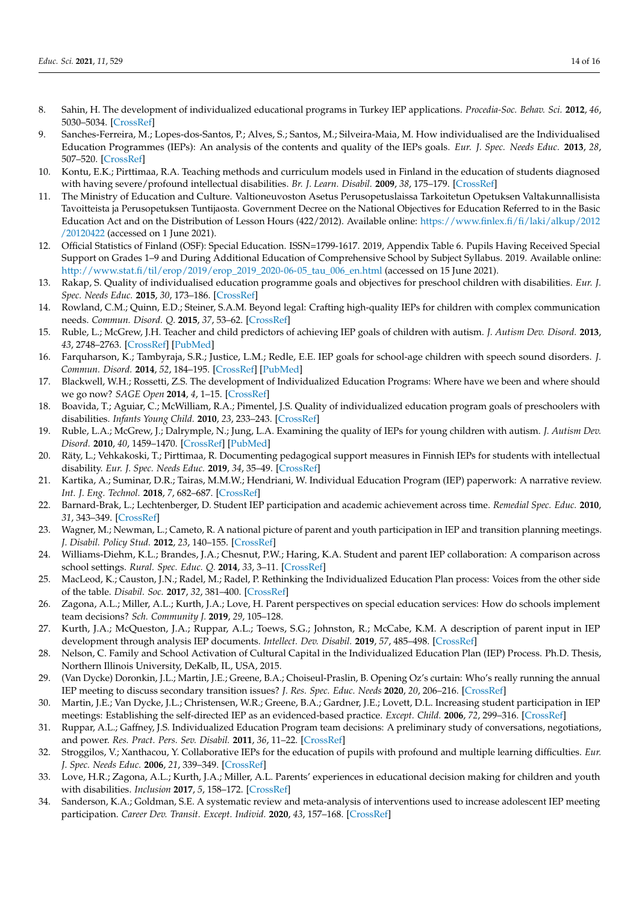8. Sahin, H. The development of individualized educational programs in Turkey IEP applications. *Procedia-Soc. Behav. Sci.* **2012**, *46*, 5030–5034. [CrossRef]
9. Sanches-Ferreira, M.; Lopes-dos-Santos, P.; Alves, S.; Santos, M.; Silveira-Maia, M. How individualised are the Individualised Education Programmes (IEPs): An analysis of the contents and quality of the IEPs goals. *Eur. J. Spec. Needs Educ.* **2013**, *28*, 507–520. [CrossRef]
10. Kontu, E.K.; Pirttimaa, R.A. Teaching methods and curriculum models used in Finland in the education of students diagnosed with having severe/profound intellectual disabilities. *Br. J. Learn. Disabil.* **2009**, *38*, 175–179. [CrossRef]
11. The Ministry of Education and Culture. Valtioneuvoston Asetus Perusopetuslaissa Tarkoitetun Opetuksen Valtakunnallisista Tavoitteista ja Perusopetuksen Tuntijaosta. Government Decree on the National Objectives for Education Referred to in the Basic Education Act and on the Distribution of Lesson Hours (422/2012). Available online: https://www.finlex.fi/fi/laki/alkup/2012/20120422 (accessed on 1 June 2021).
12. Official Statistics of Finland (OSF): Special Education. ISSN=1799-1617. 2019, Appendix Table 6. Pupils Having Received Special Support on Grades 1–9 and During Additional Education of Comprehensive School by Subject Syllabus. 2019. Available online: http://www.stat.fi/til/erop/2019/erop_2019_2020-06-05_tau_006_en.html (accessed on 15 June 2021).
13. Rakap, S. Quality of individualised education programme goals and objectives for preschool children with disabilities. *Eur. J. Spec. Needs Educ.* **2015**, *30*, 173–186. [CrossRef]
14. Rowland, C.M.; Quinn, E.D.; Steiner, S.A.M. Beyond legal: Crafting high-quality IEPs for children with complex communication needs. *Commun. Disord. Q.* **2015**, *37*, 53–62. [CrossRef]
15. Ruble, L.; McGrew, J.H. Teacher and child predictors of achieving IEP goals of children with autism. *J. Autism Dev. Disord.* **2013**, *43*, 2748–2763. [CrossRef] [PubMed]
16. Farquharson, K.; Tambyraja, S.R.; Justice, L.M.; Redle, E.E. IEP goals for school-age children with speech sound disorders. *J. Commun. Disord.* **2014**, *52*, 184–195. [CrossRef] [PubMed]
17. Blackwell, W.H.; Rossetti, Z.S. The development of Individualized Education Programs: Where have we been and where should we go now? *SAGE Open* **2014**, *4*, 1–15. [CrossRef]
18. Boavida, T.; Aguiar, C.; McWilliam, R.A.; Pimentel, J.S. Quality of individualized education program goals of preschoolers with disabilities. *Infants Young Child.* **2010**, *23*, 233–243. [CrossRef]
19. Ruble, L.A.; McGrew, J.; Dalrymple, N.; Jung, L.A. Examining the quality of IEPs for young children with autism. *J. Autism Dev. Disord.* **2010**, *40*, 1459–1470. [CrossRef] [PubMed]
20. Räty, L.; Vehkakoski, T.; Pirttimaa, R. Documenting pedagogical support measures in Finnish IEPs for students with intellectual disability. *Eur. J. Spec. Needs Educ.* **2019**, *34*, 35–49. [CrossRef]
21. Kartika, A.; Suminar, D.R.; Tairas, M.M.W.; Hendriani, W. Individual Education Program (IEP) paperwork: A narrative review. *Int. J. Eng. Technol.* **2018**, *7*, 682–687. [CrossRef]
22. Barnard-Brak, L.; Lechtenberger, D. Student IEP participation and academic achievement across time. *Remedial Spec. Educ.* **2010**, *31*, 343–349. [CrossRef]
23. Wagner, M.; Newman, L.; Cameto, R. A national picture of parent and youth participation in IEP and transition planning meetings. *J. Disabil. Policy Stud.* **2012**, *23*, 140–155. [CrossRef]
24. Williams-Diehm, K.L.; Brandes, J.A.; Chesnut, P.W.; Haring, K.A. Student and parent IEP collaboration: A comparison across school settings. *Rural. Spec. Educ. Q.* **2014**, *33*, 3–11. [CrossRef]
25. MacLeod, K.; Causton, J.N.; Radel, M.; Radel, P. Rethinking the Individualized Education Plan process: Voices from the other side of the table. *Disabil. Soc.* **2017**, *32*, 381–400. [CrossRef]
26. Zagona, A.L.; Miller, A.L.; Kurth, J.A.; Love, H. Parent perspectives on special education services: How do schools implement team decisions? *Sch. Community J.* **2019**, *29*, 105–128.
27. Kurth, J.A.; McQueston, J.A.; Ruppar, A.L.; Toews, S.G.; Johnston, R.; McCabe, K.M. A description of parent input in IEP development through analysis IEP documents. *Intellect. Dev. Disabil.* **2019**, *57*, 485–498. [CrossRef]
28. Nelson, C. Family and School Activation of Cultural Capital in the Individualized Education Plan (IEP) Process. Ph.D. Thesis, Northern Illinois University, DeKalb, IL, USA, 2015.
29. (Van Dycke) Doronkin, J.L.; Martin, J.E.; Greene, B.A.; Choiseul-Praslin, B. Opening Oz's curtain: Who's really running the annual IEP meeting to discuss secondary transition issues? *J. Res. Spec. Educ. Needs* **2020**, *20*, 206–216. [CrossRef]
30. Martin, J.E.; Van Dycke, J.L.; Christensen, W.R.; Greene, B.A.; Gardner, J.E.; Lovett, D.L. Increasing student participation in IEP meetings: Establishing the self-directed IEP as an evidenced-based practice. *Except. Child.* **2006**, *72*, 299–316. [CrossRef]
31. Ruppar, A.L.; Gaffney, J.S. Individualized Education Program team decisions: A preliminary study of conversations, negotiations, and power. *Res. Pract. Pers. Sev. Disabil.* **2011**, *36*, 11–22. [CrossRef]
32. Stroggilos, V.; Xanthacou, Y. Collaborative IEPs for the education of pupils with profound and multiple learning difficulties. *Eur. J. Spec. Needs Educ.* **2006**, *21*, 339–349. [CrossRef]
33. Love, H.R.; Zagona, A.L.; Kurth, J.A.; Miller, A.L. Parents' experiences in educational decision making for children and youth with disabilities. *Inclusion* **2017**, *5*, 158–172. [CrossRef]
34. Sanderson, K.A.; Goldman, S.E. A systematic review and meta-analysis of interventions used to increase adolescent IEP meeting participation. *Career Dev. Transit. Except. Individ.* **2020**, *43*, 157–168. [CrossRef]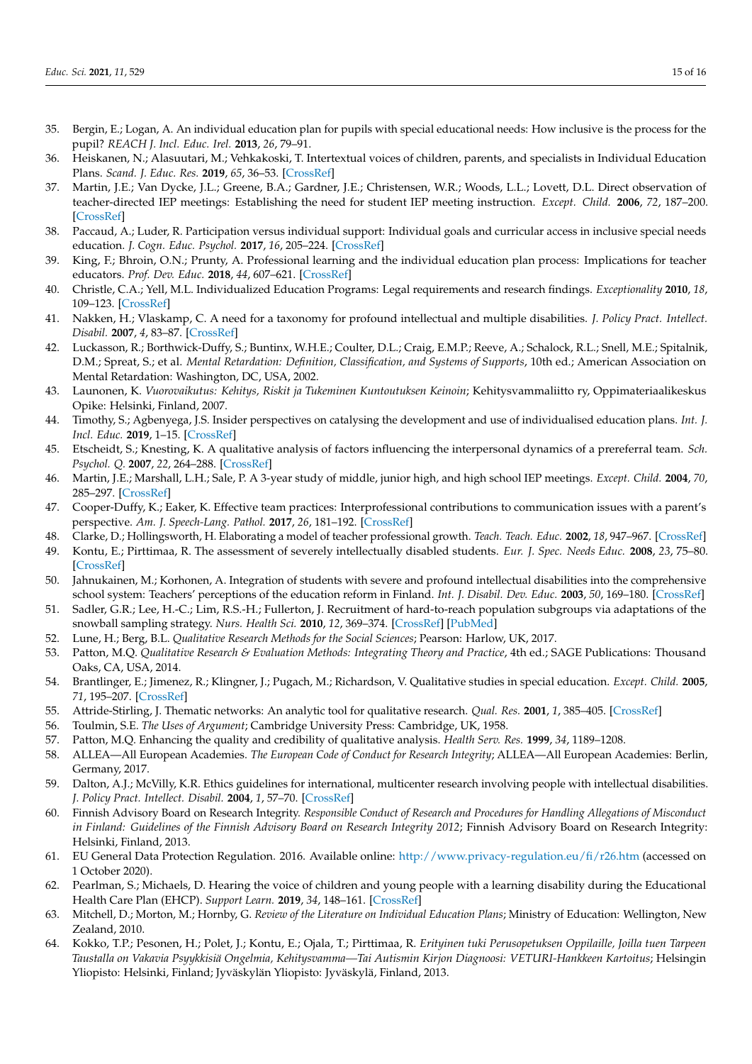35. Bergin, E.; Logan, A. An individual education plan for pupils with special educational needs: How inclusive is the process for the pupil? *REACH J. Incl. Educ. Irel.* **2013**, *26*, 79–91.
36. Heiskanen, N.; Alasuutari, M.; Vehkakoski, T. Intertextual voices of children, parents, and specialists in Individual Education Plans. *Scand. J. Educ. Res.* **2019**, *65*, 36–53. [CrossRef]
37. Martin, J.E.; Van Dycke, J.L.; Greene, B.A.; Gardner, J.E.; Christensen, W.R.; Woods, L.L.; Lovett, D.L. Direct observation of teacher-directed IEP meetings: Establishing the need for student IEP meeting instruction. *Except. Child.* **2006**, *72*, 187–200. [CrossRef]
38. Paccaud, A.; Luder, R. Participation versus individual support: Individual goals and curricular access in inclusive special needs education. *J. Cogn. Educ. Psychol.* **2017**, *16*, 205–224. [CrossRef]
39. King, F.; Bhroin, O.N.; Prunty, A. Professional learning and the individual education plan process: Implications for teacher educators. *Prof. Dev. Educ.* **2018**, *44*, 607–621. [CrossRef]
40. Christle, C.A.; Yell, M.L. Individualized Education Programs: Legal requirements and research findings. *Exceptionality* **2010**, *18*, 109–123. [CrossRef]
41. Nakken, H.; Vlaskamp, C. A need for a taxonomy for profound intellectual and multiple disabilities. *J. Policy Pract. Intellect. Disabil.* **2007**, *4*, 83–87. [CrossRef]
42. Luckasson, R.; Borthwick-Duffy, S.; Buntinx, W.H.E.; Coulter, D.L.; Craig, E.M.P.; Reeve, A.; Schalock, R.L.; Snell, M.E.; Spitalnik, D.M.; Spreat, S.; et al. *Mental Retardation: Definition, Classification, and Systems of Supports*, 10th ed.; American Association on Mental Retardation: Washington, DC, USA, 2002.
43. Launonen, K. *Vuorovaikutus: Kehitys, Riskit ja Tukeminen Kuntoutuksen Keinoin*; Kehitysvammaliitto ry, Oppimateriaalikeskus Opike: Helsinki, Finland, 2007.
44. Timothy, S.; Agbenyega, J.S. Insider perspectives on catalysing the development and use of individualised education plans. *Int. J. Incl. Educ.* **2019**, 1–15. [CrossRef]
45. Etscheidt, S.; Knesting, K. A qualitative analysis of factors influencing the interpersonal dynamics of a prereferral team. *Sch. Psychol. Q.* **2007**, *22*, 264–288. [CrossRef]
46. Martin, J.E.; Marshall, L.H.; Sale, P. A 3-year study of middle, junior high, and high school IEP meetings. *Except. Child.* **2004**, *70*, 285–297. [CrossRef]
47. Cooper-Duffy, K.; Eaker, K. Effective team practices: Interprofessional contributions to communication issues with a parent's perspective. *Am. J. Speech-Lang. Pathol.* **2017**, *26*, 181–192. [CrossRef]
48. Clarke, D.; Hollingsworth, H. Elaborating a model of teacher professional growth. *Teach. Teach. Educ.* **2002**, *18*, 947–967. [CrossRef]
49. Kontu, E.; Pirttimaa, R. The assessment of severely intellectually disabled students. *Eur. J. Spec. Needs Educ.* **2008**, *23*, 75–80. [CrossRef]
50. Jahnukainen, M.; Korhonen, A. Integration of students with severe and profound intellectual disabilities into the comprehensive school system: Teachers' perceptions of the education reform in Finland. *Int. J. Disabil. Dev. Educ.* **2003**, *50*, 169–180. [CrossRef]
51. Sadler, G.R.; Lee, H.-C.; Lim, R.S.-H.; Fullerton, J. Recruitment of hard-to-reach population subgroups via adaptations of the snowball sampling strategy. *Nurs. Health Sci.* **2010**, *12*, 369–374. [CrossRef] [PubMed]
52. Lune, H.; Berg, B.L. *Qualitative Research Methods for the Social Sciences*; Pearson: Harlow, UK, 2017.
53. Patton, M.Q. *Qualitative Research & Evaluation Methods: Integrating Theory and Practice*, 4th ed.; SAGE Publications: Thousand Oaks, CA, USA, 2014.
54. Brantlinger, E.; Jimenez, R.; Klingner, J.; Pugach, M.; Richardson, V. Qualitative studies in special education. *Except. Child.* **2005**, *71*, 195–207. [CrossRef]
55. Attride-Stirling, J. Thematic networks: An analytic tool for qualitative research. *Qual. Res.* **2001**, *1*, 385–405. [CrossRef]
56. Toulmin, S.E. *The Uses of Argument*; Cambridge University Press: Cambridge, UK, 1958.
57. Patton, M.Q. Enhancing the quality and credibility of qualitative analysis. *Health Serv. Res.* **1999**, *34*, 1189–1208.
58. ALLEA—All European Academies. *The European Code of Conduct for Research Integrity*; ALLEA—All European Academies: Berlin, Germany, 2017.
59. Dalton, A.J.; McVilly, K.R. Ethics guidelines for international, multicenter research involving people with intellectual disabilities. *J. Policy Pract. Intellect. Disabil.* **2004**, *1*, 57–70. [CrossRef]
60. Finnish Advisory Board on Research Integrity. *Responsible Conduct of Research and Procedures for Handling Allegations of Misconduct in Finland: Guidelines of the Finnish Advisory Board on Research Integrity 2012*; Finnish Advisory Board on Research Integrity: Helsinki, Finland, 2013.
61. EU General Data Protection Regulation. 2016. Available online: http://www.privacy-regulation.eu/fi/r26.htm (accessed on 1 October 2020).
62. Pearlman, S.; Michaels, D. Hearing the voice of children and young people with a learning disability during the Educational Health Care Plan (EHCP). *Support Learn.* **2019**, *34*, 148–161. [CrossRef]
63. Mitchell, D.; Morton, M.; Hornby, G. *Review of the Literature on Individual Education Plans*; Ministry of Education: Wellington, New Zealand, 2010.
64. Kokko, T.P.; Pesonen, H.; Polet, J.; Kontu, E.; Ojala, T.; Pirttimaa, R. *Erityinen tuki Perusopetuksen Oppilaille, Joilla tuen Tarpeen Taustalla on Vakavia Psyykkisiä Ongelmia, Kehitysvamma—Tai Autismin Kirjon Diagnoosi: VETURI-Hankkeen Kartoitus*; Helsingin Yliopisto: Helsinki, Finland; Jyväskylän Yliopisto: Jyväskylä, Finland, 2013.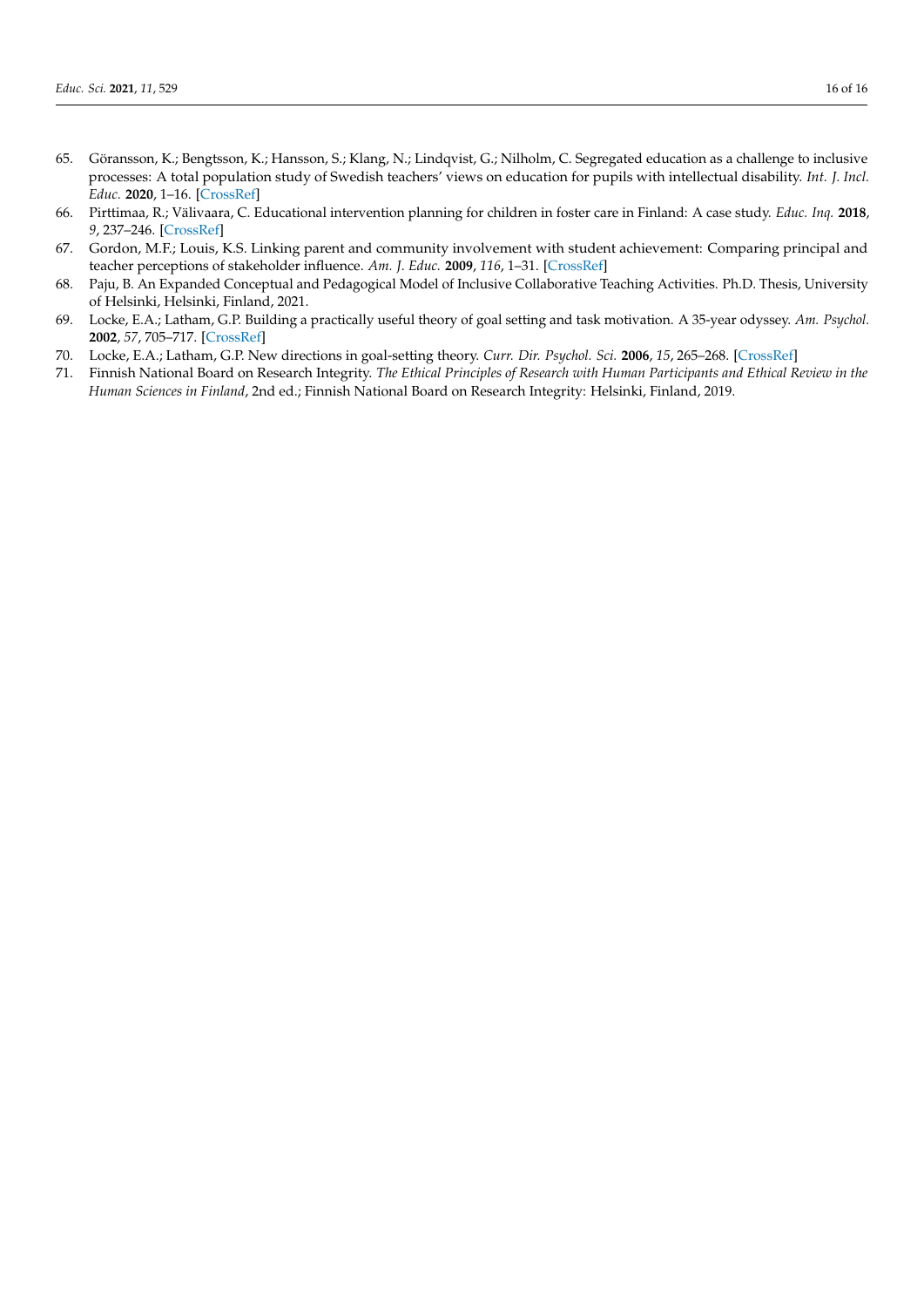65. Göransson, K.; Bengtsson, K.; Hansson, S.; Klang, N.; Lindqvist, G.; Nilholm, C. Segregated education as a challenge to inclusive processes: A total population study of Swedish teachers' views on education for pupils with intellectual disability. *Int. J. Incl. Educ.* **2020**, 1–16. [CrossRef]
66. Pirttimaa, R.; Välivaara, C. Educational intervention planning for children in foster care in Finland: A case study. *Educ. Inq.* **2018**, *9*, 237–246. [CrossRef]
67. Gordon, M.F.; Louis, K.S. Linking parent and community involvement with student achievement: Comparing principal and teacher perceptions of stakeholder influence. *Am. J. Educ.* **2009**, *116*, 1–31. [CrossRef]
68. Paju, B. An Expanded Conceptual and Pedagogical Model of Inclusive Collaborative Teaching Activities. Ph.D. Thesis, University of Helsinki, Helsinki, Finland, 2021.
69. Locke, E.A.; Latham, G.P. Building a practically useful theory of goal setting and task motivation. A 35-year odyssey. *Am. Psychol.* **2002**, *57*, 705–717. [CrossRef]
70. Locke, E.A.; Latham, G.P. New directions in goal-setting theory. *Curr. Dir. Psychol. Sci.* **2006**, *15*, 265–268. [CrossRef]
71. Finnish National Board on Research Integrity. *The Ethical Principles of Research with Human Participants and Ethical Review in the Human Sciences in Finland*, 2nd ed.; Finnish National Board on Research Integrity: Helsinki, Finland, 2019.